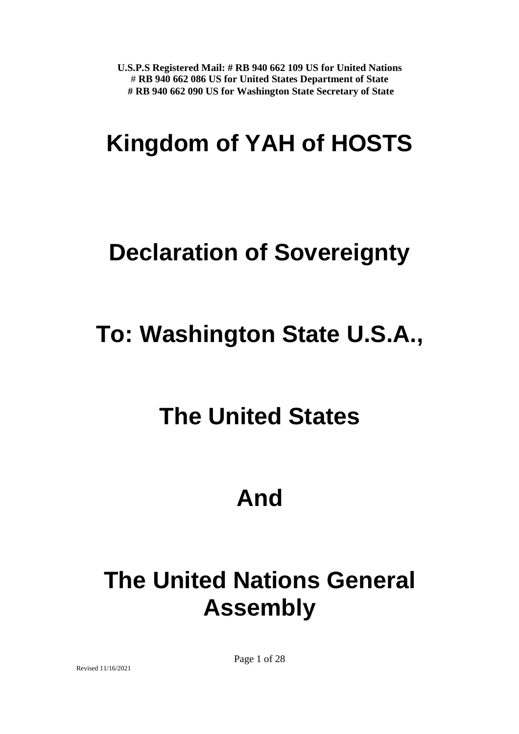**U.S.P.S Registered Mail: # RB 940 662 109 US for United Nations**
**# RB 940 662 086 US for United States Department of State**
**# RB 940 662 090 US for Washington State Secretary of State**

# Kingdom of YAH of HOSTS

# Declaration of Sovereignty

# To: Washington State U.S.A.,

# The United States

# And

# The United Nations General Assembly

Revised 11/16/2021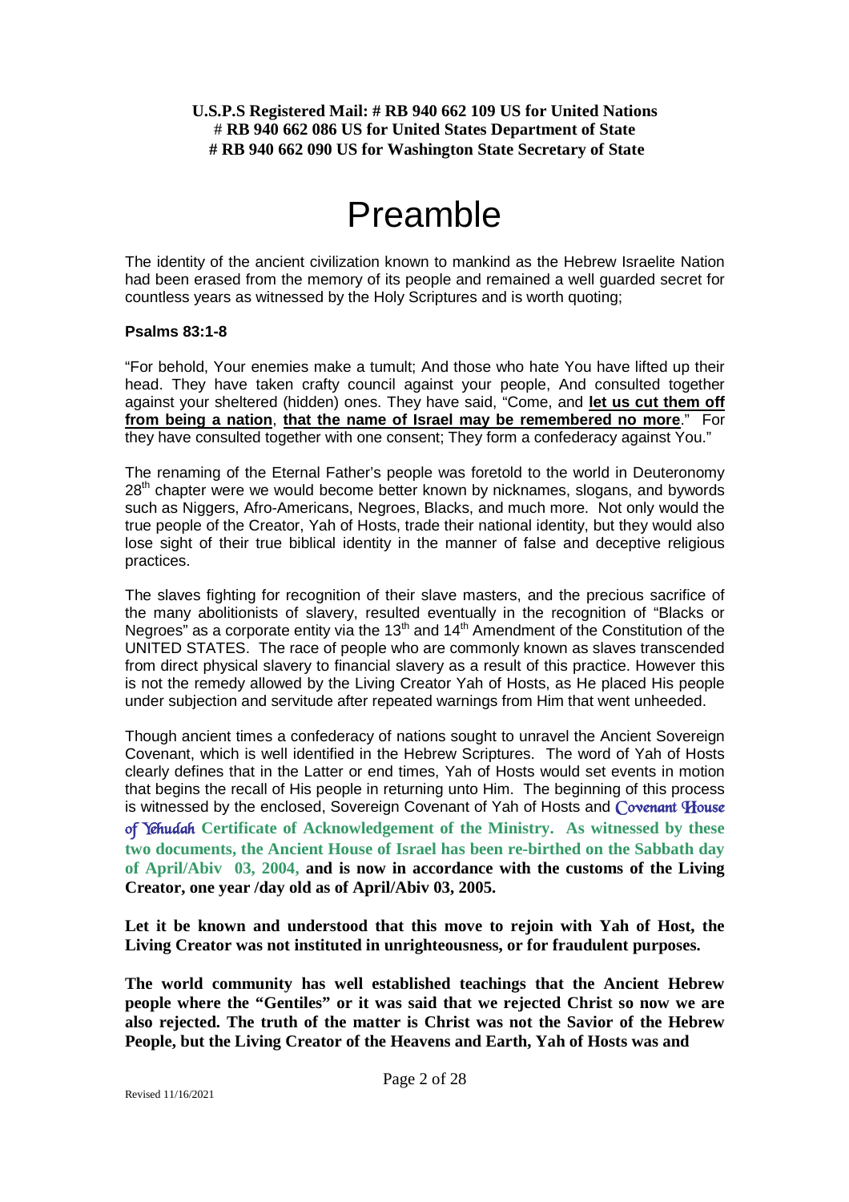**U.S.P.S Registered Mail: # RB 940 662 109 US for United Nations**
**# RB 940 662 086 US for United States Department of State**
**# RB 940 662 090 US for Washington State Secretary of State**

# Preamble

The identity of the ancient civilization known to mankind as the Hebrew Israelite Nation had been erased from the memory of its people and remained a well guarded secret for countless years as witnessed by the Holy Scriptures and is worth quoting;

**Psalms 83:1-8**

"For behold, Your enemies make a tumult; And those who hate You have lifted up their head. They have taken crafty council against your people, And consulted together against your sheltered (hidden) ones. They have said, "Come, and **let us cut them off from being a nation**, **that the name of Israel may be remembered no more**." For they have consulted together with one consent; They form a confederacy against You."

The renaming of the Eternal Father's people was foretold to the world in Deuteronomy 28th chapter were we would become better known by nicknames, slogans, and bywords such as Niggers, Afro-Americans, Negroes, Blacks, and much more. Not only would the true people of the Creator, Yah of Hosts, trade their national identity, but they would also lose sight of their true biblical identity in the manner of false and deceptive religious practices.

The slaves fighting for recognition of their slave masters, and the precious sacrifice of the many abolitionists of slavery, resulted eventually in the recognition of "Blacks or Negroes" as a corporate entity via the 13th and 14th Amendment of the Constitution of the UNITED STATES. The race of people who are commonly known as slaves transcended from direct physical slavery to financial slavery as a result of this practice. However this is not the remedy allowed by the Living Creator Yah of Hosts, as He placed His people under subjection and servitude after repeated warnings from Him that went unheeded.

Though ancient times a confederacy of nations sought to unravel the Ancient Sovereign Covenant, which is well identified in the Hebrew Scriptures. The word of Yah of Hosts clearly defines that in the Latter or end times, Yah of Hosts would set events in motion that begins the recall of His people in returning unto Him. The beginning of this process is witnessed by the enclosed, Sovereign Covenant of Yah of Hosts and Covenant House of Yehudah **Certificate of Acknowledgement of the Ministry. As witnessed by these two documents, the Ancient House of Israel has been re-birthed on the Sabbath day of April/Abiv 03, 2004, and is now in accordance with the customs of the Living Creator, one year /day old as of April/Abiv 03, 2005.**

**Let it be known and understood that this move to rejoin with Yah of Host, the Living Creator was not instituted in unrighteousness, or for fraudulent purposes.**

**The world community has well established teachings that the Ancient Hebrew people where the "Gentiles" or it was said that we rejected Christ so now we are also rejected. The truth of the matter is Christ was not the Savior of the Hebrew People, but the Living Creator of the Heavens and Earth, Yah of Hosts was and**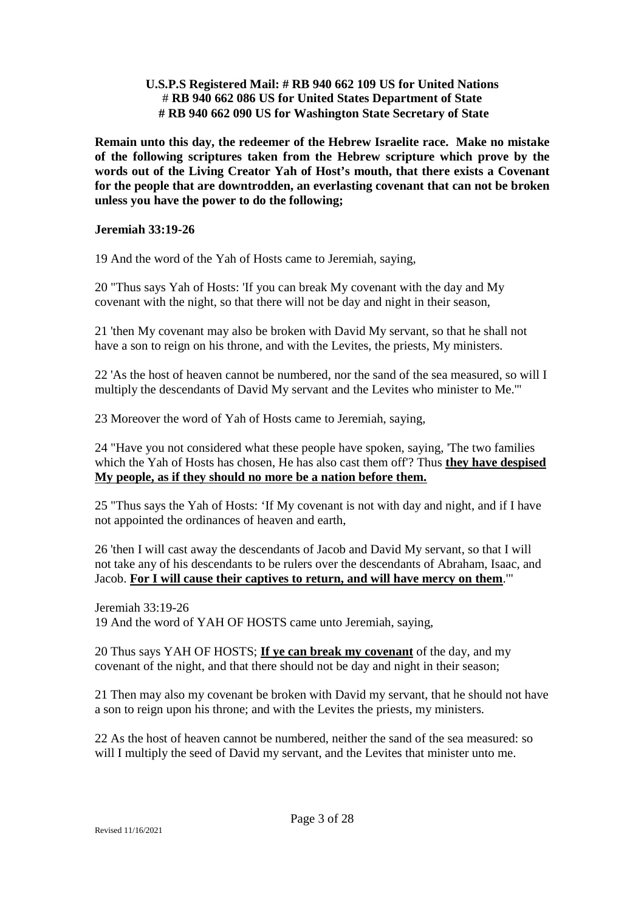**U.S.P.S Registered Mail: # RB 940 662 109 US for United Nations**
**# RB 940 662 086 US for United States Department of State**
**# RB 940 662 090 US for Washington State Secretary of State**

**Remain unto this day, the redeemer of the Hebrew Israelite race. Make no mistake of the following scriptures taken from the Hebrew scripture which prove by the words out of the Living Creator Yah of Host's mouth, that there exists a Covenant for the people that are downtrodden, an everlasting covenant that can not be broken unless you have the power to do the following;**

**Jeremiah 33:19-26**

19 And the word of the Yah of Hosts came to Jeremiah, saying,

20 "Thus says Yah of Hosts: 'If you can break My covenant with the day and My covenant with the night, so that there will not be day and night in their season,

21 'then My covenant may also be broken with David My servant, so that he shall not have a son to reign on his throne, and with the Levites, the priests, My ministers.

22 'As the host of heaven cannot be numbered, nor the sand of the sea measured, so will I multiply the descendants of David My servant and the Levites who minister to Me.'"

23 Moreover the word of Yah of Hosts came to Jeremiah, saying,

24 "Have you not considered what these people have spoken, saying, 'The two families which the Yah of Hosts has chosen, He has also cast them off'? Thus **<u>they have despised My people, as if they should no more be a nation before them.</u>**

25 "Thus says the Yah of Hosts: 'If My covenant is not with day and night, and if I have not appointed the ordinances of heaven and earth,

26 'then I will cast away the descendants of Jacob and David My servant, so that I will not take any of his descendants to be rulers over the descendants of Abraham, Isaac, and Jacob. **<u>For I will cause their captives to return, and will have mercy on them</u>**.'"

Jeremiah 33:19-26
19 And the word of YAH OF HOSTS came unto Jeremiah, saying,

20 Thus says YAH OF HOSTS; **<u>If ye can break my covenant</u>** of the day, and my covenant of the night, and that there should not be day and night in their season;

21 Then may also my covenant be broken with David my servant, that he should not have a son to reign upon his throne; and with the Levites the priests, my ministers.

22 As the host of heaven cannot be numbered, neither the sand of the sea measured: so will I multiply the seed of David my servant, and the Levites that minister unto me.

Revised 11/16/2021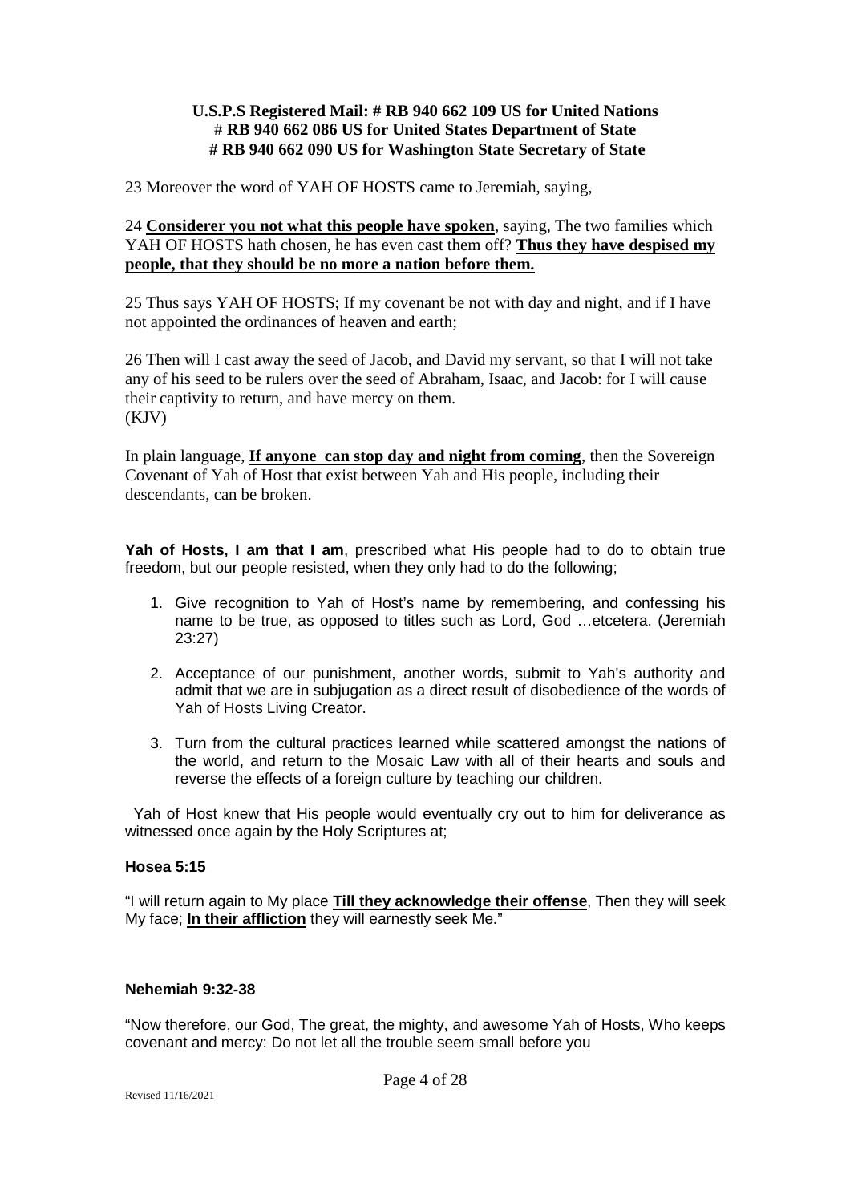**U.S.P.S Registered Mail: # RB 940 662 109 US for United Nations**
**# RB 940 662 086 US for United States Department of State**
**# RB 940 662 090 US for Washington State Secretary of State**

23 Moreover the word of YAH OF HOSTS came to Jeremiah, saying,

24 **Considerer you not what this people have spoken**, saying, The two families which YAH OF HOSTS hath chosen, he has even cast them off? **Thus they have despised my people, that they should be no more a nation before them.**

25 Thus says YAH OF HOSTS; If my covenant be not with day and night, and if I have not appointed the ordinances of heaven and earth;

26 Then will I cast away the seed of Jacob, and David my servant, so that I will not take any of his seed to be rulers over the seed of Abraham, Isaac, and Jacob: for I will cause their captivity to return, and have mercy on them.
(KJV)

In plain language, **If anyone can stop day and night from coming**, then the Sovereign Covenant of Yah of Host that exist between Yah and His people, including their descendants, can be broken.

**Yah of Hosts, I am that I am**, prescribed what His people had to do to obtain true freedom, but our people resisted, when they only had to do the following;

1. Give recognition to Yah of Host's name by remembering, and confessing his name to be true, as opposed to titles such as Lord, God …etcetera. (Jeremiah 23:27)
2. Acceptance of our punishment, another words, submit to Yah's authority and admit that we are in subjugation as a direct result of disobedience of the words of Yah of Hosts Living Creator.
3. Turn from the cultural practices learned while scattered amongst the nations of the world, and return to the Mosaic Law with all of their hearts and souls and reverse the effects of a foreign culture by teaching our children.

Yah of Host knew that His people would eventually cry out to him for deliverance as witnessed once again by the Holy Scriptures at;

**Hosea 5:15**

"I will return again to My place **Till they acknowledge their offense**, Then they will seek My face; **In their affliction** they will earnestly seek Me."

**Nehemiah 9:32-38**

"Now therefore, our God, The great, the mighty, and awesome Yah of Hosts, Who keeps covenant and mercy: Do not let all the trouble seem small before you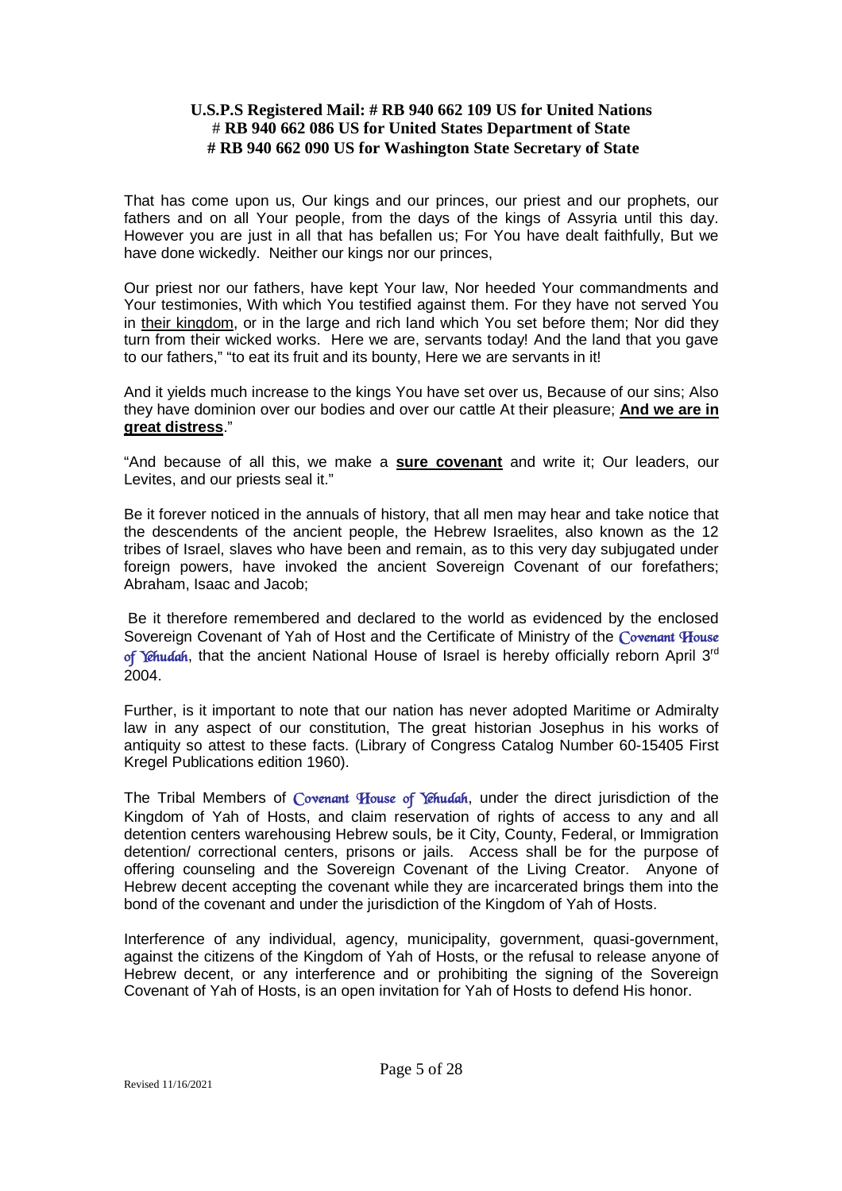**U.S.P.S Registered Mail: # RB 940 662 109 US for United Nations**
**# RB 940 662 086 US for United States Department of State**
**# RB 940 662 090 US for Washington State Secretary of State**

That has come upon us, Our kings and our princes, our priest and our prophets, our fathers and on all Your people, from the days of the kings of Assyria until this day. However you are just in all that has befallen us; For You have dealt faithfully, But we have done wickedly. Neither our kings nor our princes,

Our priest nor our fathers, have kept Your law, Nor heeded Your commandments and Your testimonies, With which You testified against them. For they have not served You in their kingdom, or in the large and rich land which You set before them; Nor did they turn from their wicked works. Here we are, servants today! And the land that you gave to our fathers," "to eat its fruit and its bounty, Here we are servants in it!

And it yields much increase to the kings You have set over us, Because of our sins; Also they have dominion over our bodies and over our cattle At their pleasure; **And we are in great distress**."

"And because of all this, we make a **sure covenant** and write it; Our leaders, our Levites, and our priests seal it."

Be it forever noticed in the annuals of history, that all men may hear and take notice that the descendents of the ancient people, the Hebrew Israelites, also known as the 12 tribes of Israel, slaves who have been and remain, as to this very day subjugated under foreign powers, have invoked the ancient Sovereign Covenant of our forefathers; Abraham, Isaac and Jacob;

Be it therefore remembered and declared to the world as evidenced by the enclosed Sovereign Covenant of Yah of Host and the Certificate of Ministry of the Covenant House of Yehudah, that the ancient National House of Israel is hereby officially reborn April 3rd 2004.

Further, is it important to note that our nation has never adopted Maritime or Admiralty law in any aspect of our constitution, The great historian Josephus in his works of antiquity so attest to these facts. (Library of Congress Catalog Number 60-15405 First Kregel Publications edition 1960).

The Tribal Members of Covenant House of Yehudah, under the direct jurisdiction of the Kingdom of Yah of Hosts, and claim reservation of rights of access to any and all detention centers warehousing Hebrew souls, be it City, County, Federal, or Immigration detention/ correctional centers, prisons or jails. Access shall be for the purpose of offering counseling and the Sovereign Covenant of the Living Creator. Anyone of Hebrew decent accepting the covenant while they are incarcerated brings them into the bond of the covenant and under the jurisdiction of the Kingdom of Yah of Hosts.

Interference of any individual, agency, municipality, government, quasi-government, against the citizens of the Kingdom of Yah of Hosts, or the refusal to release anyone of Hebrew decent, or any interference and or prohibiting the signing of the Sovereign Covenant of Yah of Hosts, is an open invitation for Yah of Hosts to defend His honor.

Revised 11/16/2021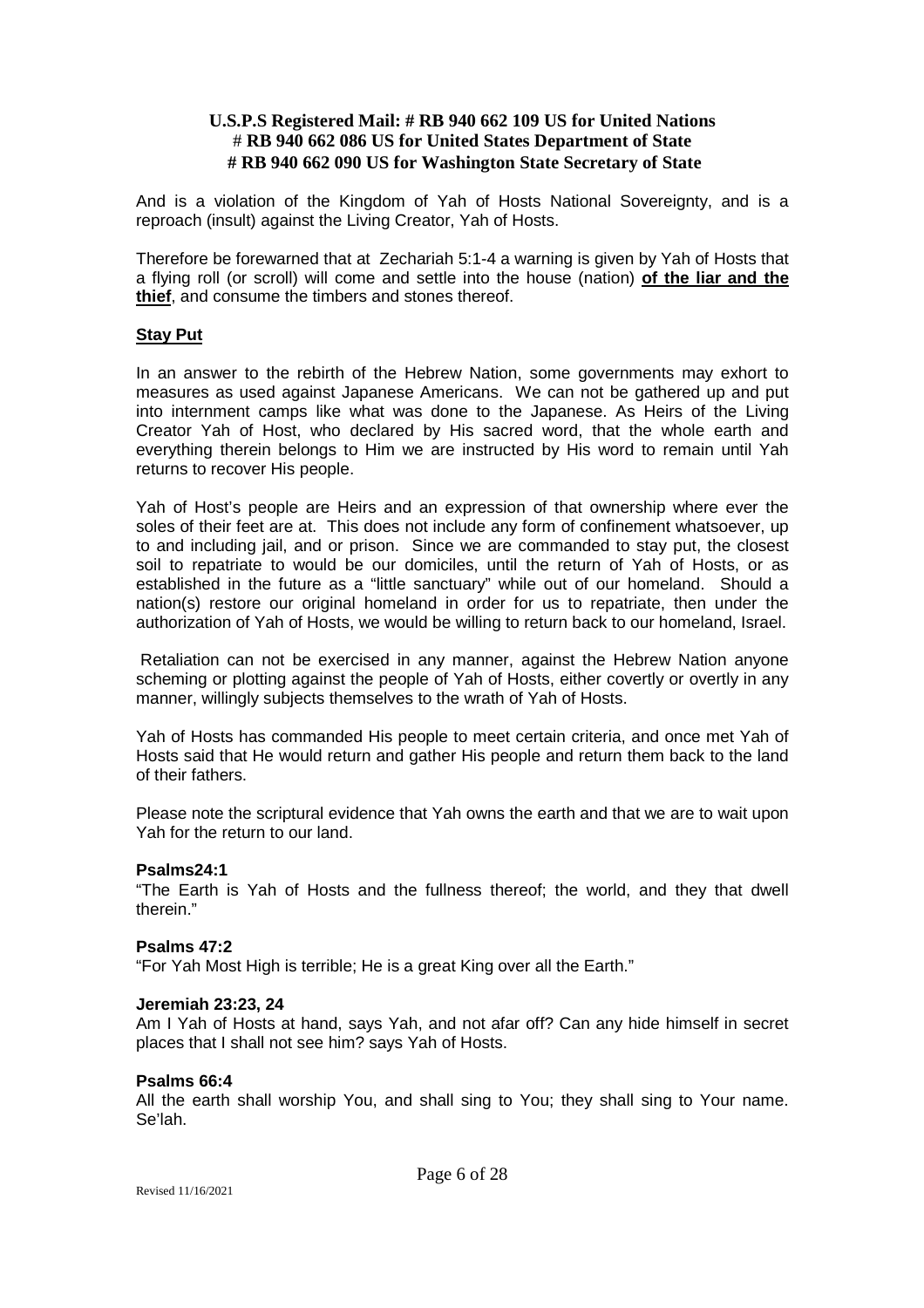**U.S.P.S Registered Mail: # RB 940 662 109 US for United Nations**
**# RB 940 662 086 US for United States Department of State**
**# RB 940 662 090 US for Washington State Secretary of State**

And is a violation of the Kingdom of Yah of Hosts National Sovereignty, and is a reproach (insult) against the Living Creator, Yah of Hosts.

Therefore be forewarned that at Zechariah 5:1-4 a warning is given by Yah of Hosts that a flying roll (or scroll) will come and settle into the house (nation) **of the liar and the thief**, and consume the timbers and stones thereof.

**Stay Put**

In an answer to the rebirth of the Hebrew Nation, some governments may exhort to measures as used against Japanese Americans. We can not be gathered up and put into internment camps like what was done to the Japanese. As Heirs of the Living Creator Yah of Host, who declared by His sacred word, that the whole earth and everything therein belongs to Him we are instructed by His word to remain until Yah returns to recover His people.

Yah of Host's people are Heirs and an expression of that ownership where ever the soles of their feet are at. This does not include any form of confinement whatsoever, up to and including jail, and or prison. Since we are commanded to stay put, the closest soil to repatriate to would be our domiciles, until the return of Yah of Hosts, or as established in the future as a "little sanctuary" while out of our homeland. Should a nation(s) restore our original homeland in order for us to repatriate, then under the authorization of Yah of Hosts, we would be willing to return back to our homeland, Israel.

Retaliation can not be exercised in any manner, against the Hebrew Nation anyone scheming or plotting against the people of Yah of Hosts, either covertly or overtly in any manner, willingly subjects themselves to the wrath of Yah of Hosts.

Yah of Hosts has commanded His people to meet certain criteria, and once met Yah of Hosts said that He would return and gather His people and return them back to the land of their fathers.

Please note the scriptural evidence that Yah owns the earth and that we are to wait upon Yah for the return to our land.

**Psalms24:1**
"The Earth is Yah of Hosts and the fullness thereof; the world, and they that dwell therein."

**Psalms 47:2**
"For Yah Most High is terrible; He is a great King over all the Earth."

**Jeremiah 23:23, 24**
Am I Yah of Hosts at hand, says Yah, and not afar off? Can any hide himself in secret places that I shall not see him? says Yah of Hosts.

**Psalms 66:4**
All the earth shall worship You, and shall sing to You; they shall sing to Your name. Se'lah.

Revised 11/16/2021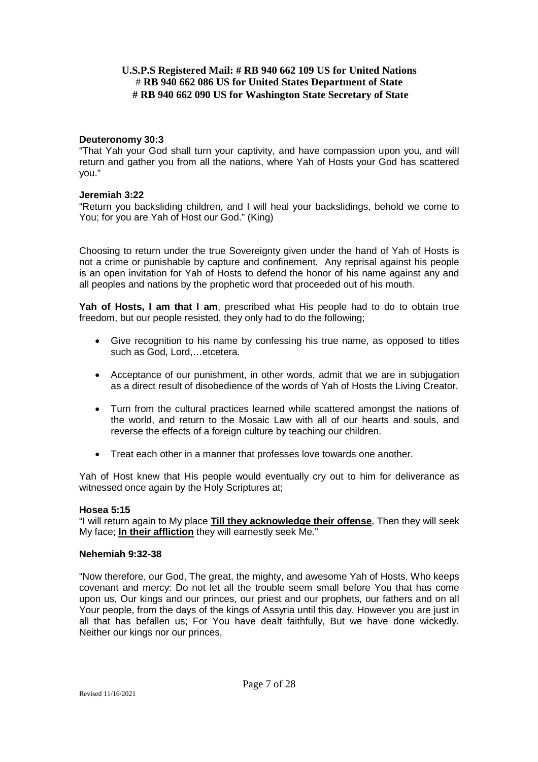**U.S.P.S Registered Mail: # RB 940 662 109 US for United Nations**
**# RB 940 662 086 US for United States Department of State**
**# RB 940 662 090 US for Washington State Secretary of State**

**Deuteronomy 30:3**
"That Yah your God shall turn your captivity, and have compassion upon you, and will return and gather you from all the nations, where Yah of Hosts your God has scattered you."

**Jeremiah 3:22**
"Return you backsliding children, and I will heal your backslidings, behold we come to You; for you are Yah of Host our God." (King)

Choosing to return under the true Sovereignty given under the hand of Yah of Hosts is not a crime or punishable by capture and confinement. Any reprisal against his people is an open invitation for Yah of Hosts to defend the honor of his name against any and all peoples and nations by the prophetic word that proceeded out of his mouth.

**Yah of Hosts, I am that I am**, prescribed what His people had to do to obtain true freedom, but our people resisted, they only had to do the following;

- Give recognition to his name by confessing his true name, as opposed to titles such as God, Lord,…etcetera.
- Acceptance of our punishment, in other words, admit that we are in subjugation as a direct result of disobedience of the words of Yah of Hosts the Living Creator.
- Turn from the cultural practices learned while scattered amongst the nations of the world, and return to the Mosaic Law with all of our hearts and souls, and reverse the effects of a foreign culture by teaching our children.
- Treat each other in a manner that professes love towards one another.

Yah of Host knew that His people would eventually cry out to him for deliverance as witnessed once again by the Holy Scriptures at;

**Hosea 5:15**
"I will return again to My place **Till they acknowledge their offense**, Then they will seek My face; **In their affliction** they will earnestly seek Me."

**Nehemiah 9:32-38**

"Now therefore, our God, The great, the mighty, and awesome Yah of Hosts, Who keeps covenant and mercy: Do not let all the trouble seem small before You that has come upon us, Our kings and our princes, our priest and our prophets, our fathers and on all Your people, from the days of the kings of Assyria until this day. However you are just in all that has befallen us; For You have dealt faithfully, But we have done wickedly. Neither our kings nor our princes,

Revised 11/16/2021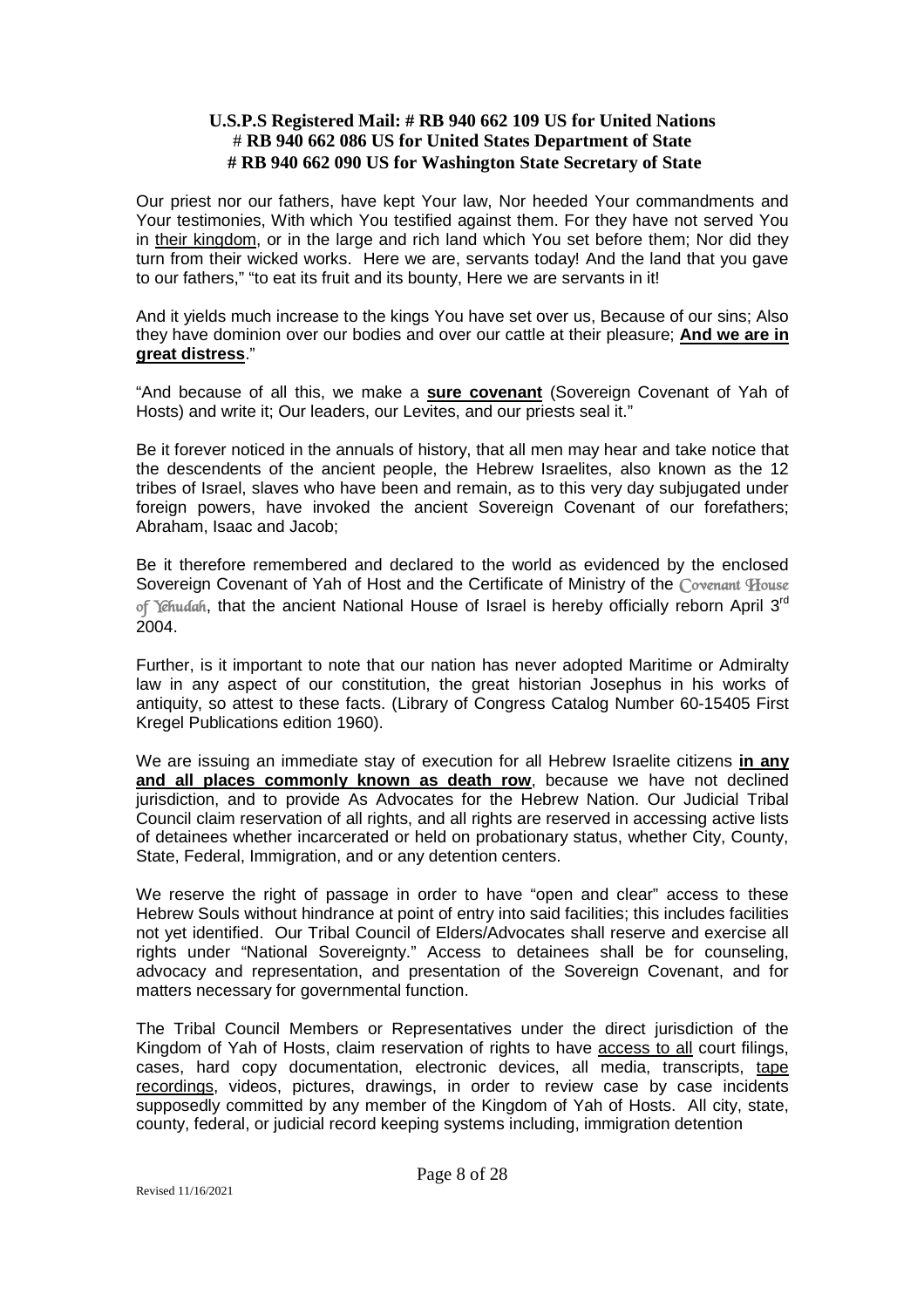**U.S.P.S Registered Mail: # RB 940 662 109 US for United Nations**
**# RB 940 662 086 US for United States Department of State**
**# RB 940 662 090 US for Washington State Secretary of State**

Our priest nor our fathers, have kept Your law, Nor heeded Your commandments and Your testimonies, With which You testified against them. For they have not served You in their kingdom, or in the large and rich land which You set before them; Nor did they turn from their wicked works. Here we are, servants today! And the land that you gave to our fathers," "to eat its fruit and its bounty, Here we are servants in it!

And it yields much increase to the kings You have set over us, Because of our sins; Also they have dominion over our bodies and over our cattle at their pleasure; **And we are in great distress**."

"And because of all this, we make a **sure covenant** (Sovereign Covenant of Yah of Hosts) and write it; Our leaders, our Levites, and our priests seal it."

Be it forever noticed in the annuals of history, that all men may hear and take notice that the descendents of the ancient people, the Hebrew Israelites, also known as the 12 tribes of Israel, slaves who have been and remain, as to this very day subjugated under foreign powers, have invoked the ancient Sovereign Covenant of our forefathers; Abraham, Isaac and Jacob;

Be it therefore remembered and declared to the world as evidenced by the enclosed Sovereign Covenant of Yah of Host and the Certificate of Ministry of the *Covenant House of Yehudah*, that the ancient National House of Israel is hereby officially reborn April 3rd 2004.

Further, is it important to note that our nation has never adopted Maritime or Admiralty law in any aspect of our constitution, the great historian Josephus in his works of antiquity, so attest to these facts. (Library of Congress Catalog Number 60-15405 First Kregel Publications edition 1960).

We are issuing an immediate stay of execution for all Hebrew Israelite citizens **in any and all places commonly known as death row**, because we have not declined jurisdiction, and to provide As Advocates for the Hebrew Nation. Our Judicial Tribal Council claim reservation of all rights, and all rights are reserved in accessing active lists of detainees whether incarcerated or held on probationary status, whether City, County, State, Federal, Immigration, and or any detention centers.

We reserve the right of passage in order to have "open and clear" access to these Hebrew Souls without hindrance at point of entry into said facilities; this includes facilities not yet identified. Our Tribal Council of Elders/Advocates shall reserve and exercise all rights under "National Sovereignty." Access to detainees shall be for counseling, advocacy and representation, and presentation of the Sovereign Covenant, and for matters necessary for governmental function.

The Tribal Council Members or Representatives under the direct jurisdiction of the Kingdom of Yah of Hosts, claim reservation of rights to have access to all court filings, cases, hard copy documentation, electronic devices, all media, transcripts, tape recordings, videos, pictures, drawings, in order to review case by case incidents supposedly committed by any member of the Kingdom of Yah of Hosts. All city, state, county, federal, or judicial record keeping systems including, immigration detention

Revised 11/16/2021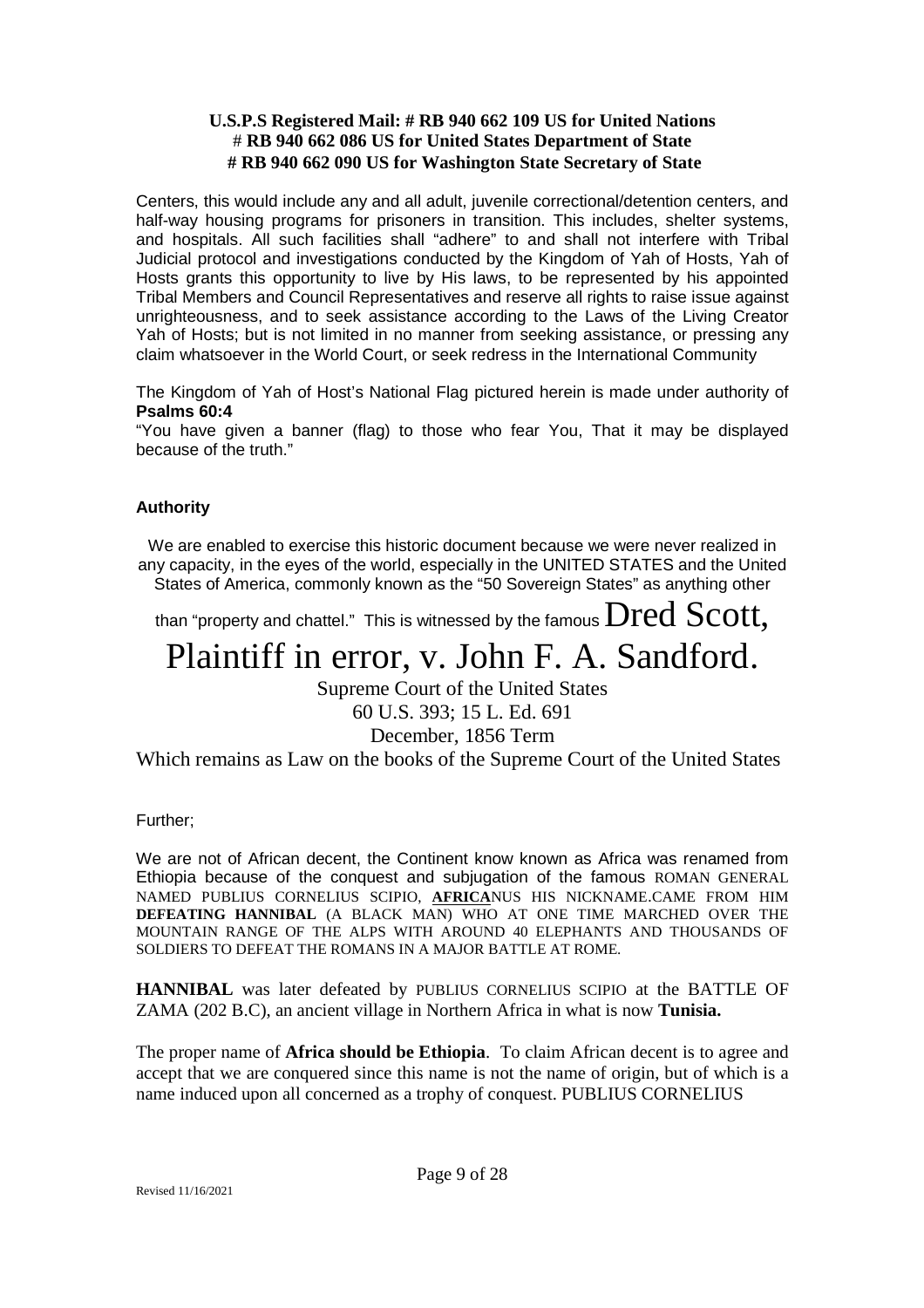**U.S.P.S Registered Mail: # RB 940 662 109 US for United Nations**
**# RB 940 662 086 US for United States Department of State**
**# RB 940 662 090 US for Washington State Secretary of State**

Centers, this would include any and all adult, juvenile correctional/detention centers, and half-way housing programs for prisoners in transition. This includes, shelter systems, and hospitals. All such facilities shall "adhere" to and shall not interfere with Tribal Judicial protocol and investigations conducted by the Kingdom of Yah of Hosts, Yah of Hosts grants this opportunity to live by His laws, to be represented by his appointed Tribal Members and Council Representatives and reserve all rights to raise issue against unrighteousness, and to seek assistance according to the Laws of the Living Creator Yah of Hosts; but is not limited in no manner from seeking assistance, or pressing any claim whatsoever in the World Court, or seek redress in the International Community

The Kingdom of Yah of Host's National Flag pictured herein is made under authority of **Psalms 60:4**
"You have given a banner (flag) to those who fear You, That it may be displayed because of the truth."

**Authority**

We are enabled to exercise this historic document because we were never realized in any capacity, in the eyes of the world, especially in the UNITED STATES and the United States of America, commonly known as the "50 Sovereign States" as anything other than "property and chattel." This is witnessed by the famous Dred Scott, Plaintiff in error, v. John F. A. Sandford.

Supreme Court of the United States
60 U.S. 393; 15 L. Ed. 691
December, 1856 Term
Which remains as Law on the books of the Supreme Court of the United States

Further;

We are not of African decent, the Continent know known as Africa was renamed from Ethiopia because of the conquest and subjugation of the famous ROMAN GENERAL NAMED PUBLIUS CORNELIUS SCIPIO, **AFRICA**NUS HIS NICKNAME.CAME FROM HIM **DEFEATING HANNIBAL** (A BLACK MAN) WHO AT ONE TIME MARCHED OVER THE MOUNTAIN RANGE OF THE ALPS WITH AROUND 40 ELEPHANTS AND THOUSANDS OF SOLDIERS TO DEFEAT THE ROMANS IN A MAJOR BATTLE AT ROME.

**HANNIBAL** was later defeated by PUBLIUS CORNELIUS SCIPIO at the BATTLE OF ZAMA (202 B.C), an ancient village in Northern Africa in what is now **Tunisia.**

The proper name of **Africa should be Ethiopia**. To claim African decent is to agree and accept that we are conquered since this name is not the name of origin, but of which is a name induced upon all concerned as a trophy of conquest. PUBLIUS CORNELIUS

Revised 11/16/2021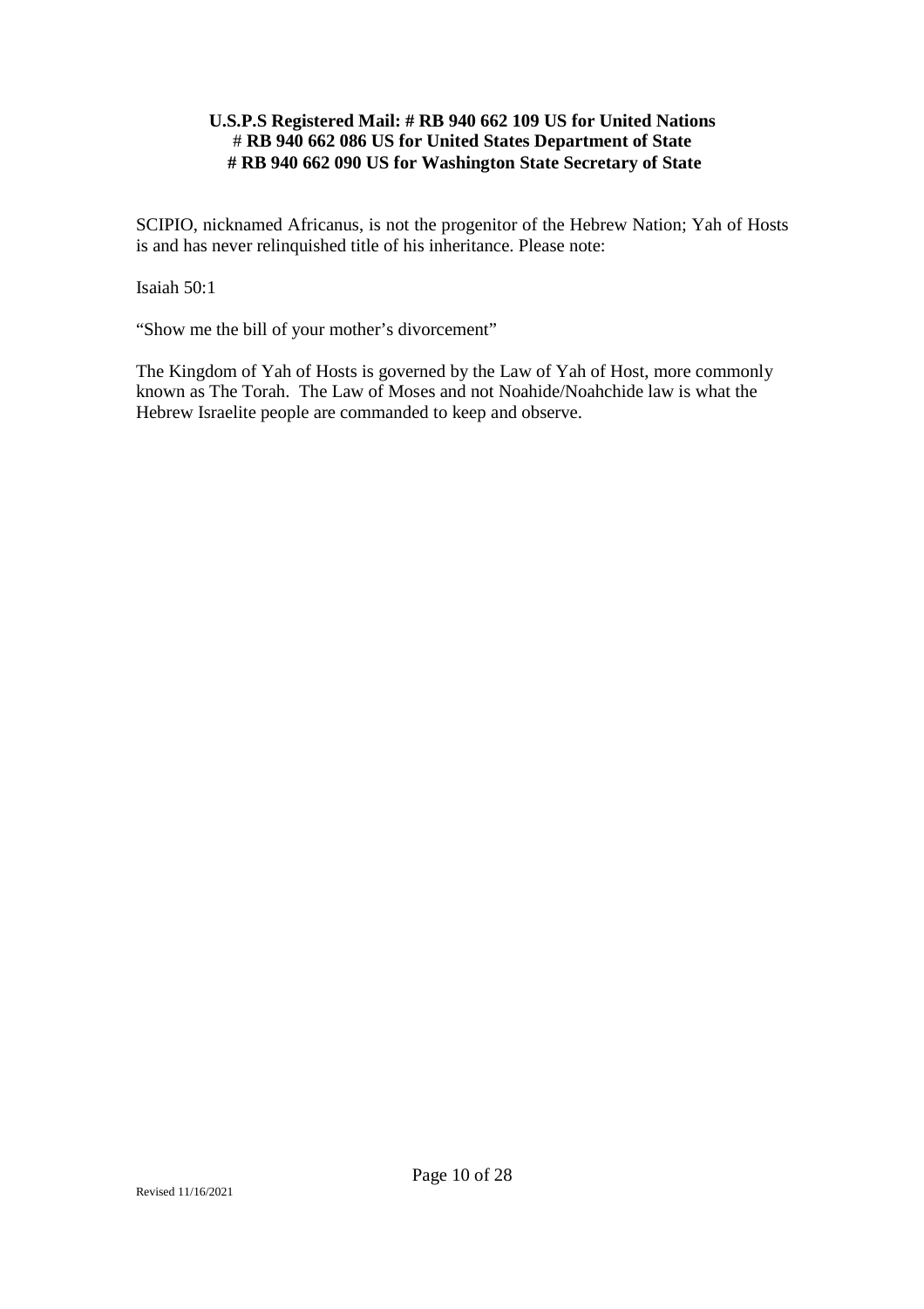**U.S.P.S Registered Mail: # RB 940 662 109 US for United Nations**
**# RB 940 662 086 US for United States Department of State**
**# RB 940 662 090 US for Washington State Secretary of State**

SCIPIO, nicknamed Africanus, is not the progenitor of the Hebrew Nation; Yah of Hosts is and has never relinquished title of his inheritance. Please note:

Isaiah 50:1

"Show me the bill of your mother's divorcement"

The Kingdom of Yah of Hosts is governed by the Law of Yah of Host, more commonly known as The Torah. The Law of Moses and not Noahide/Noahchide law is what the Hebrew Israelite people are commanded to keep and observe.

Revised 11/16/2021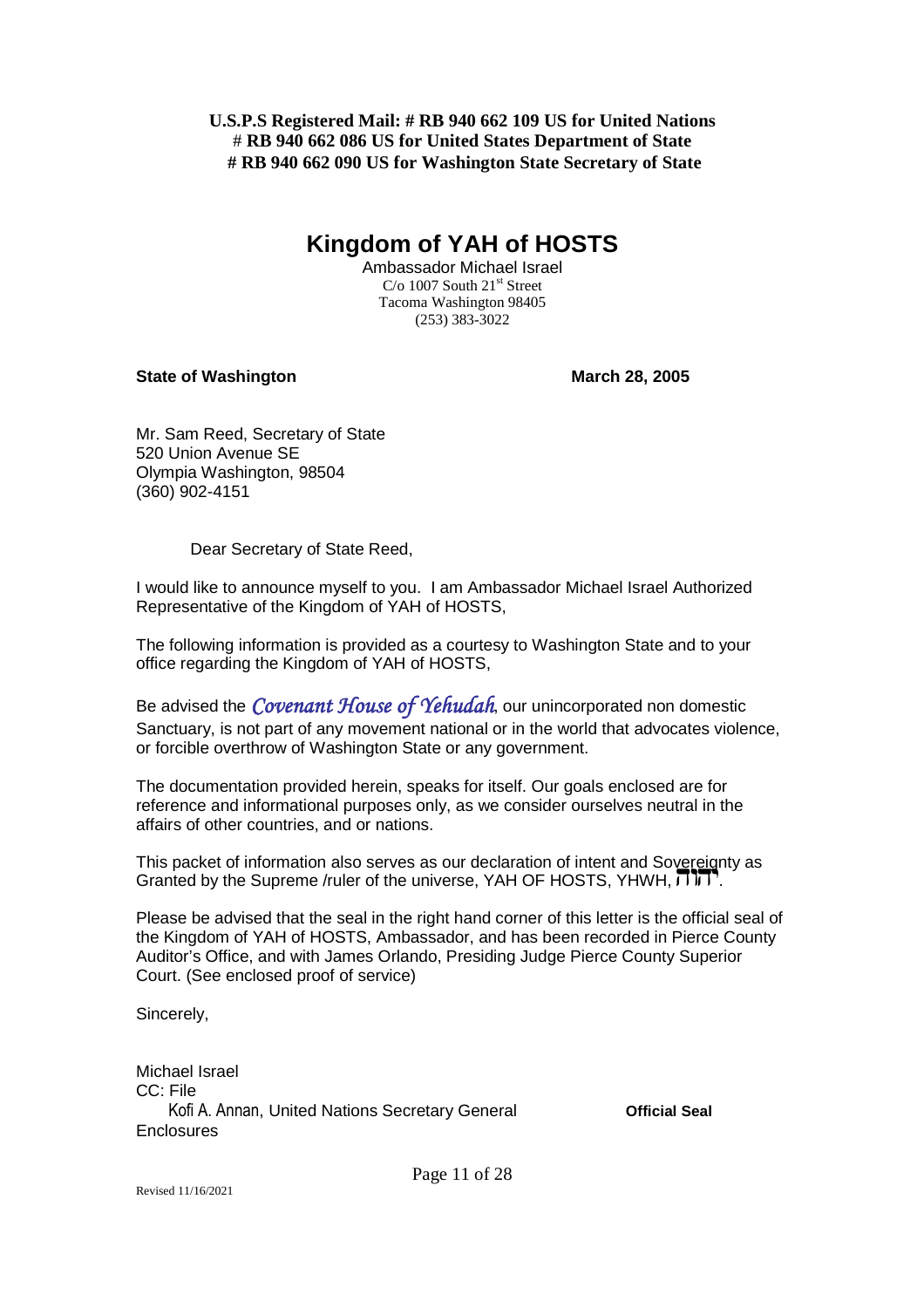**U.S.P.S Registered Mail: # RB 940 662 109 US for United Nations**
**# RB 940 662 086 US for United States Department of State**
**# RB 940 662 090 US for Washington State Secretary of State**

# Kingdom of YAH of HOSTS

Ambassador Michael Israel
C/o 1007 South 21st Street
Tacoma Washington 98405
(253) 383-3022

**State of Washington** **March 28, 2005**

Mr. Sam Reed, Secretary of State
520 Union Avenue SE
Olympia Washington, 98504
(360) 902-4151

Dear Secretary of State Reed,

I would like to announce myself to you. I am Ambassador Michael Israel Authorized Representative of the Kingdom of YAH of HOSTS,

The following information is provided as a courtesy to Washington State and to your office regarding the Kingdom of YAH of HOSTS,

Be advised the *Covenant House of Yehudah*, our unincorporated non domestic Sanctuary, is not part of any movement national or in the world that advocates violence, or forcible overthrow of Washington State or any government.

The documentation provided herein, speaks for itself. Our goals enclosed are for reference and informational purposes only, as we consider ourselves neutral in the affairs of other countries, and or nations.

This packet of information also serves as our declaration of intent and Sovereignty as Granted by the Supreme /ruler of the universe, YAH OF HOSTS, YHWH, יהוה.

Please be advised that the seal in the right hand corner of this letter is the official seal of the Kingdom of YAH of HOSTS, Ambassador, and has been recorded in Pierce County Auditor's Office, and with James Orlando, Presiding Judge Pierce County Superior Court. (See enclosed proof of service)

Sincerely,

Michael Israel
CC: File
Kofi A. Annan, United Nations Secretary General
Enclosures

**Official Seal**

Revised 11/16/2021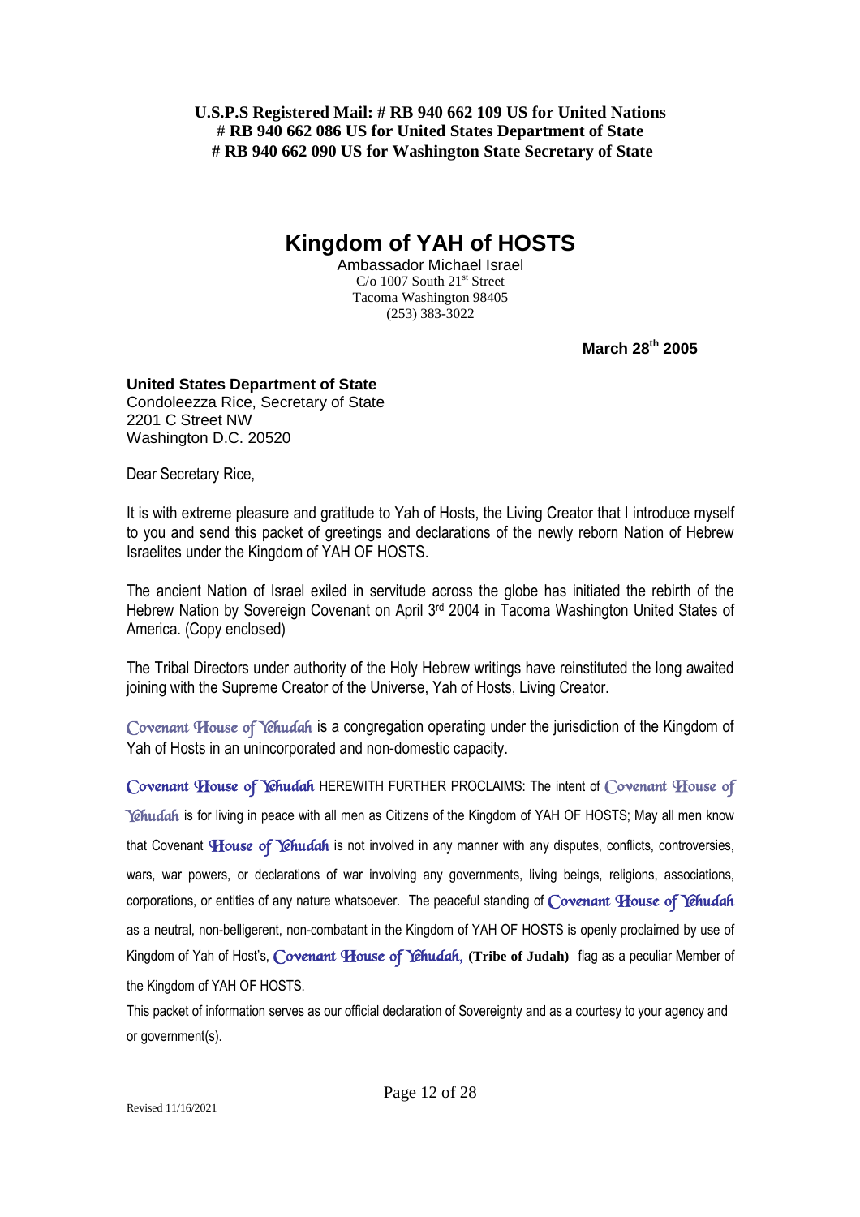**U.S.P.S Registered Mail: # RB 940 662 109 US for United Nations**
**# RB 940 662 086 US for United States Department of State**
**# RB 940 662 090 US for Washington State Secretary of State**

# Kingdom of YAH of HOSTS

Ambassador Michael Israel
C/o 1007 South 21st Street
Tacoma Washington 98405
(253) 383-3022

**March 28th 2005**

**United States Department of State**
Condoleezza Rice, Secretary of State
2201 C Street NW
Washington D.C. 20520

Dear Secretary Rice,

It is with extreme pleasure and gratitude to Yah of Hosts, the Living Creator that I introduce myself to you and send this packet of greetings and declarations of the newly reborn Nation of Hebrew Israelites under the Kingdom of YAH OF HOSTS.

The ancient Nation of Israel exiled in servitude across the globe has initiated the rebirth of the Hebrew Nation by Sovereign Covenant on April 3rd 2004 in Tacoma Washington United States of America. (Copy enclosed)

The Tribal Directors under authority of the Holy Hebrew writings have reinstituted the long awaited joining with the Supreme Creator of the Universe, Yah of Hosts, Living Creator.

Covenant House of Yehudah is a congregation operating under the jurisdiction of the Kingdom of Yah of Hosts in an unincorporated and non-domestic capacity.

**Covenant House of Yehudah** HEREWITH FURTHER PROCLAIMS: The intent of Covenant House of Yehudah is for living in peace with all men as Citizens of the Kingdom of YAH OF HOSTS; May all men know that Covenant **House of Yehudah** is not involved in any manner with any disputes, conflicts, controversies, wars, war powers, or declarations of war involving any governments, living beings, religions, associations, corporations, or entities of any nature whatsoever. The peaceful standing of **Covenant House of Yehudah** as a neutral, non-belligerent, non-combatant in the Kingdom of YAH OF HOSTS is openly proclaimed by use of Kingdom of Yah of Host's, **Covenant House of Yehudah, (Tribe of Judah)** flag as a peculiar Member of the Kingdom of YAH OF HOSTS.

This packet of information serves as our official declaration of Sovereignty and as a courtesy to your agency and or government(s).

Revised 11/16/2021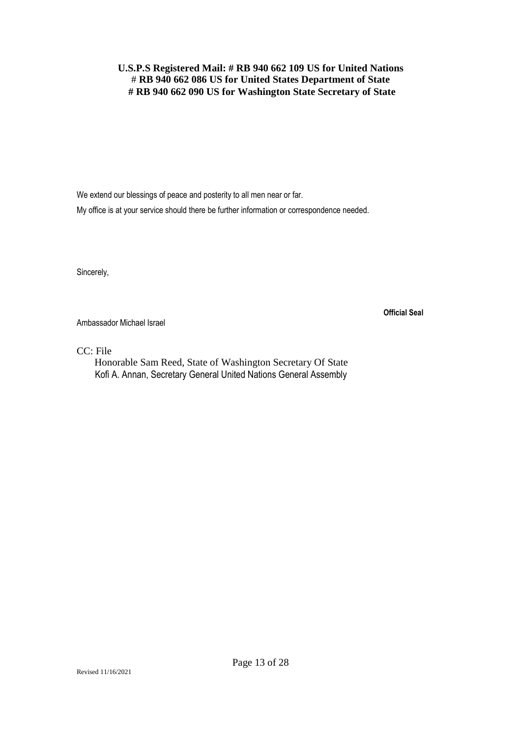**U.S.P.S Registered Mail: # RB 940 662 109 US for United Nations**
**# RB 940 662 086 US for United States Department of State**
**# RB 940 662 090 US for Washington State Secretary of State**

We extend our blessings of peace and posterity to all men near or far.

My office is at your service should there be further information or correspondence needed.

Sincerely,

Ambassador Michael Israel

**Official Seal**

CC: File

Honorable Sam Reed, State of Washington Secretary Of State

Kofi A. Annan, Secretary General United Nations General Assembly

Revised 11/16/2021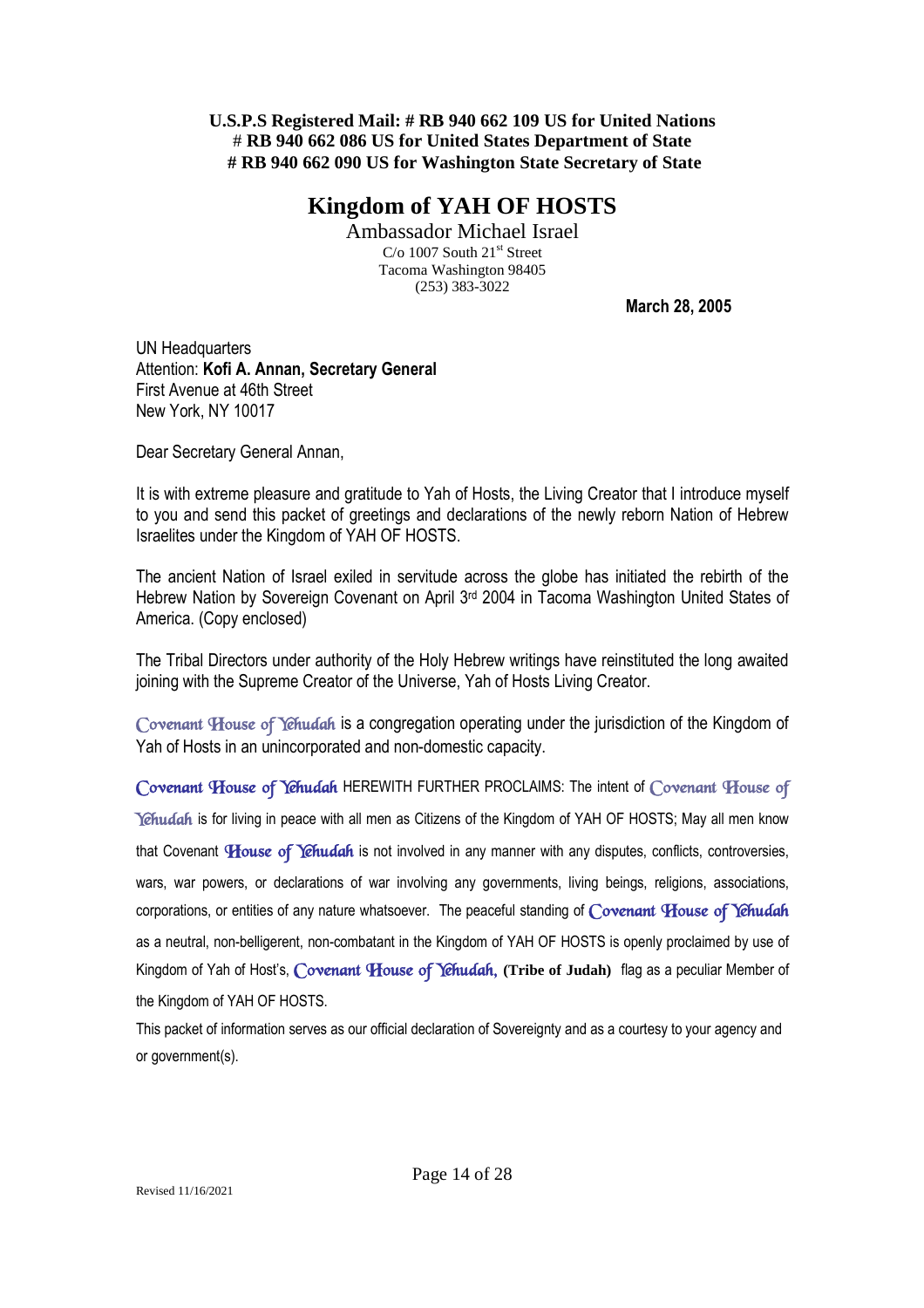**U.S.P.S Registered Mail: # RB 940 662 109 US for United Nations**
**# RB 940 662 086 US for United States Department of State**
**# RB 940 662 090 US for Washington State Secretary of State**

# Kingdom of YAH OF HOSTS

Ambassador Michael Israel
C/o 1007 South 21st Street
Tacoma Washington 98405
(253) 383-3022

**March 28, 2005**

UN Headquarters
Attention: **Kofi A. Annan, Secretary General**
First Avenue at 46th Street
New York, NY 10017

Dear Secretary General Annan,

It is with extreme pleasure and gratitude to Yah of Hosts, the Living Creator that I introduce myself to you and send this packet of greetings and declarations of the newly reborn Nation of Hebrew Israelites under the Kingdom of YAH OF HOSTS.

The ancient Nation of Israel exiled in servitude across the globe has initiated the rebirth of the Hebrew Nation by Sovereign Covenant on April 3rd 2004 in Tacoma Washington United States of America. (Copy enclosed)

The Tribal Directors under authority of the Holy Hebrew writings have reinstituted the long awaited joining with the Supreme Creator of the Universe, Yah of Hosts Living Creator.

Covenant House of Yehudah is a congregation operating under the jurisdiction of the Kingdom of Yah of Hosts in an unincorporated and non-domestic capacity.

Covenant House of Yehudah HEREWITH FURTHER PROCLAIMS: The intent of Covenant House of Yehudah is for living in peace with all men as Citizens of the Kingdom of YAH OF HOSTS; May all men know that Covenant House of Yehudah is not involved in any manner with any disputes, conflicts, controversies, wars, war powers, or declarations of war involving any governments, living beings, religions, associations, corporations, or entities of any nature whatsoever. The peaceful standing of Covenant House of Yehudah as a neutral, non-belligerent, non-combatant in the Kingdom of YAH OF HOSTS is openly proclaimed by use of Kingdom of Yah of Host's, Covenant House of Yehudah, **(Tribe of Judah)** flag as a peculiar Member of the Kingdom of YAH OF HOSTS.

This packet of information serves as our official declaration of Sovereignty and as a courtesy to your agency and or government(s).

Revised 11/16/2021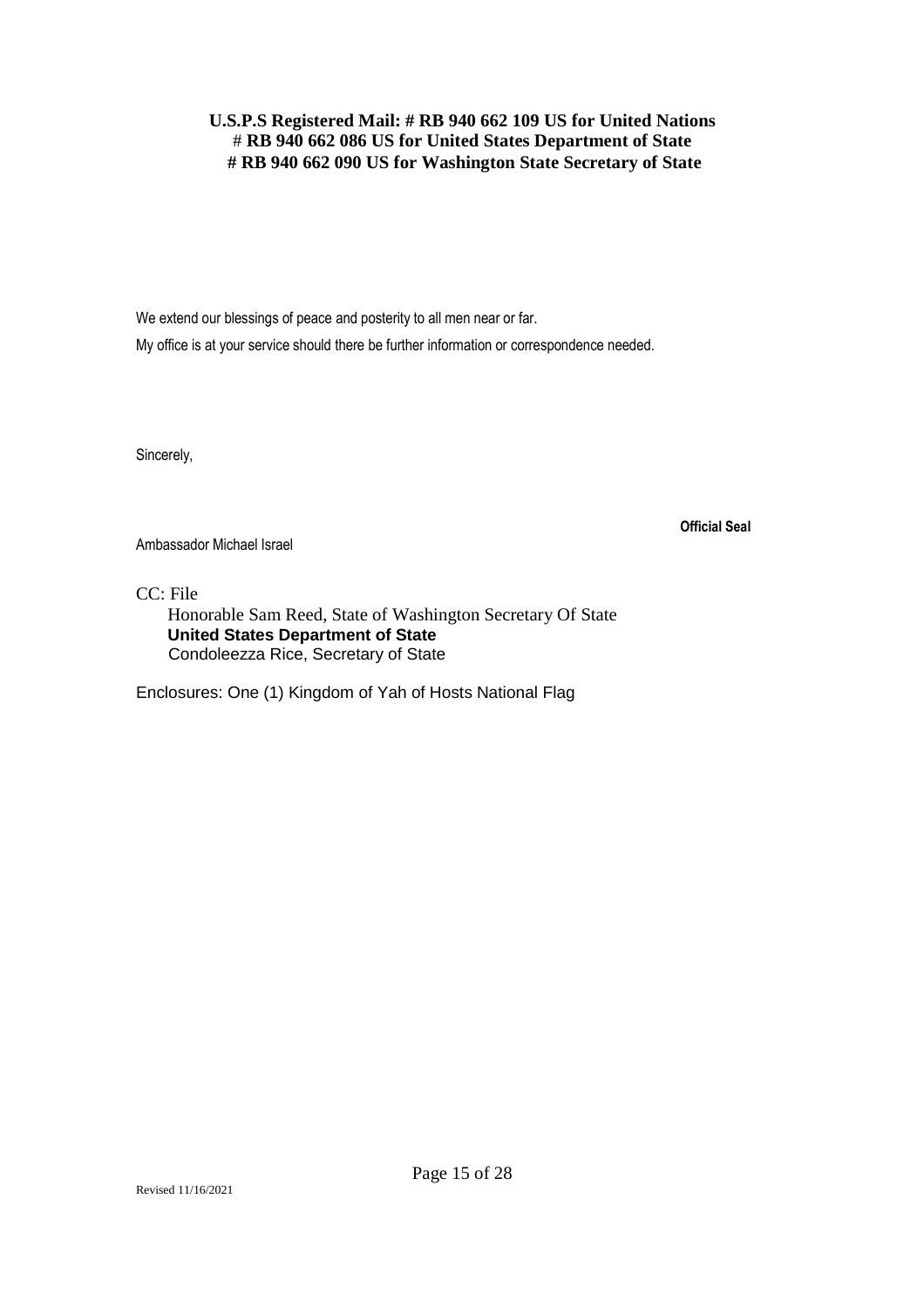**U.S.P.S Registered Mail: # RB 940 662 109 US for United Nations**
**# RB 940 662 086 US for United States Department of State**
**# RB 940 662 090 US for Washington State Secretary of State**

We extend our blessings of peace and posterity to all men near or far.

My office is at your service should there be further information or correspondence needed.

Sincerely,

**Official Seal**

Ambassador Michael Israel

CC: File
Honorable Sam Reed, State of Washington Secretary Of State
**United States Department of State**
Condoleezza Rice, Secretary of State

Enclosures: One (1) Kingdom of Yah of Hosts National Flag

Revised 11/16/2021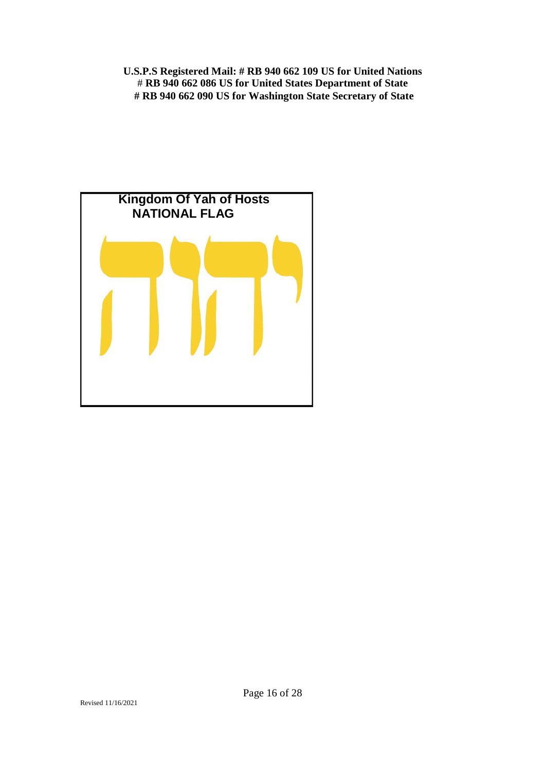**U.S.P.S Registered Mail: # RB 940 662 109 US for United Nations**
**# RB 940 662 086 US for United States Department of State**
**# RB 940 662 090 US for Washington State Secretary of State**

**Kingdom Of Yah of Hosts**
**NATIONAL FLAG**

יהוה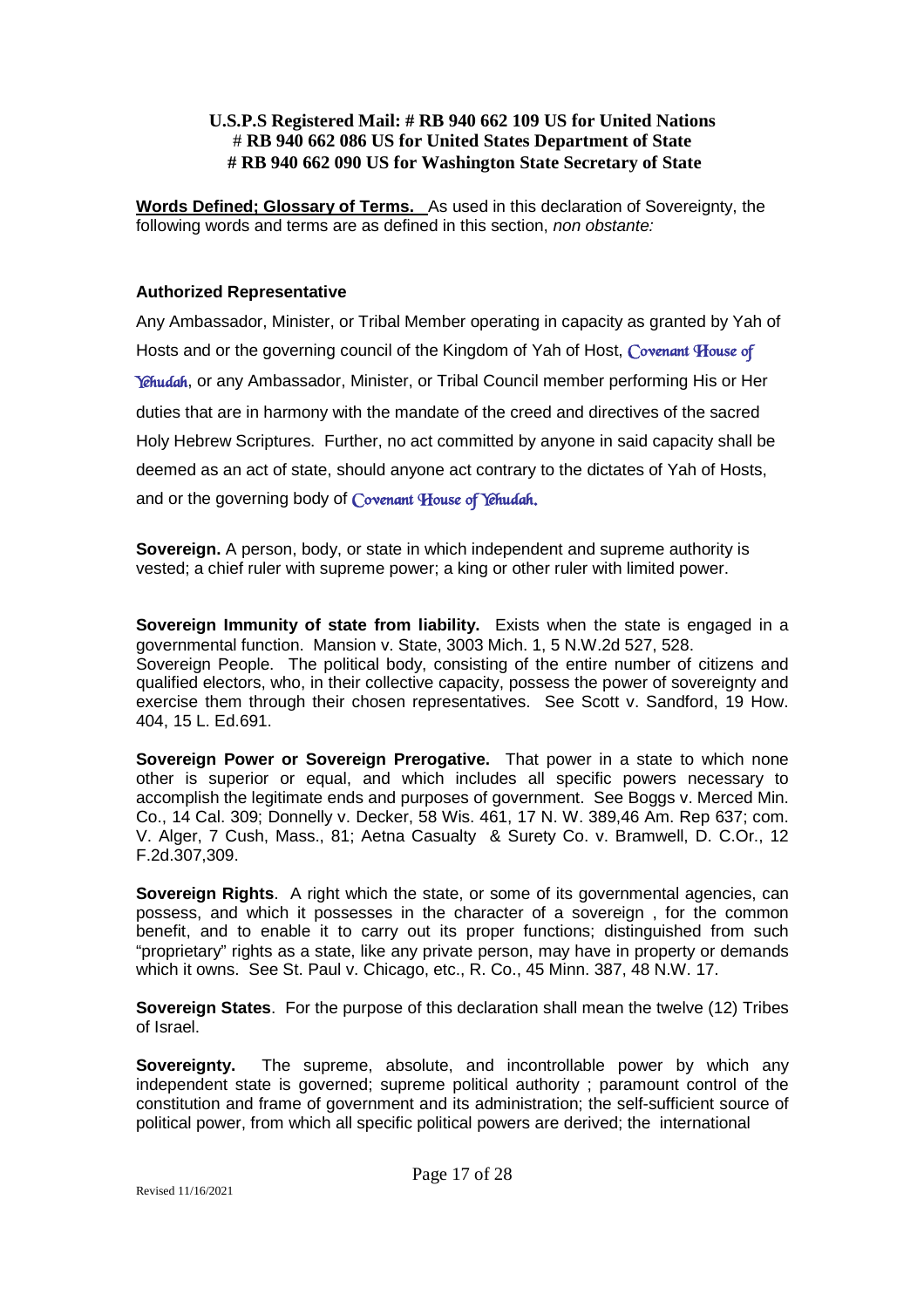**U.S.P.S Registered Mail: # RB 940 662 109 US for United Nations**
**# RB 940 662 086 US for United States Department of State**
**# RB 940 662 090 US for Washington State Secretary of State**

**Words Defined; Glossary of Terms.** As used in this declaration of Sovereignty, the following words and terms are as defined in this section, *non obstante:*

**Authorized Representative**

Any Ambassador, Minister, or Tribal Member operating in capacity as granted by Yah of Hosts and or the governing council of the Kingdom of Yah of Host, Covenant House of Yehudah, or any Ambassador, Minister, or Tribal Council member performing His or Her duties that are in harmony with the mandate of the creed and directives of the sacred Holy Hebrew Scriptures. Further, no act committed by anyone in said capacity shall be deemed as an act of state, should anyone act contrary to the dictates of Yah of Hosts, and or the governing body of Covenant House of Yehudah.

**Sovereign.** A person, body, or state in which independent and supreme authority is vested; a chief ruler with supreme power; a king or other ruler with limited power.

**Sovereign Immunity of state from liability.** Exists when the state is engaged in a governmental function. Mansion v. State, 3003 Mich. 1, 5 N.W.2d 527, 528.
Sovereign People. The political body, consisting of the entire number of citizens and qualified electors, who, in their collective capacity, possess the power of sovereignty and exercise them through their chosen representatives. See Scott v. Sandford, 19 How. 404, 15 L. Ed.691.

**Sovereign Power or Sovereign Prerogative.** That power in a state to which none other is superior or equal, and which includes all specific powers necessary to accomplish the legitimate ends and purposes of government. See Boggs v. Merced Min. Co., 14 Cal. 309; Donnelly v. Decker, 58 Wis. 461, 17 N. W. 389,46 Am. Rep 637; com. V. Alger, 7 Cush, Mass., 81; Aetna Casualty & Surety Co. v. Bramwell, D. C.Or., 12 F.2d.307,309.

**Sovereign Rights**. A right which the state, or some of its governmental agencies, can possess, and which it possesses in the character of a sovereign , for the common benefit, and to enable it to carry out its proper functions; distinguished from such "proprietary" rights as a state, like any private person, may have in property or demands which it owns. See St. Paul v. Chicago, etc., R. Co., 45 Minn. 387, 48 N.W. 17.

**Sovereign States**. For the purpose of this declaration shall mean the twelve (12) Tribes of Israel.

**Sovereignty.** The supreme, absolute, and incontrollable power by which any independent state is governed; supreme political authority ; paramount control of the constitution and frame of government and its administration; the self-sufficient source of political power, from which all specific political powers are derived; the international

Revised 11/16/2021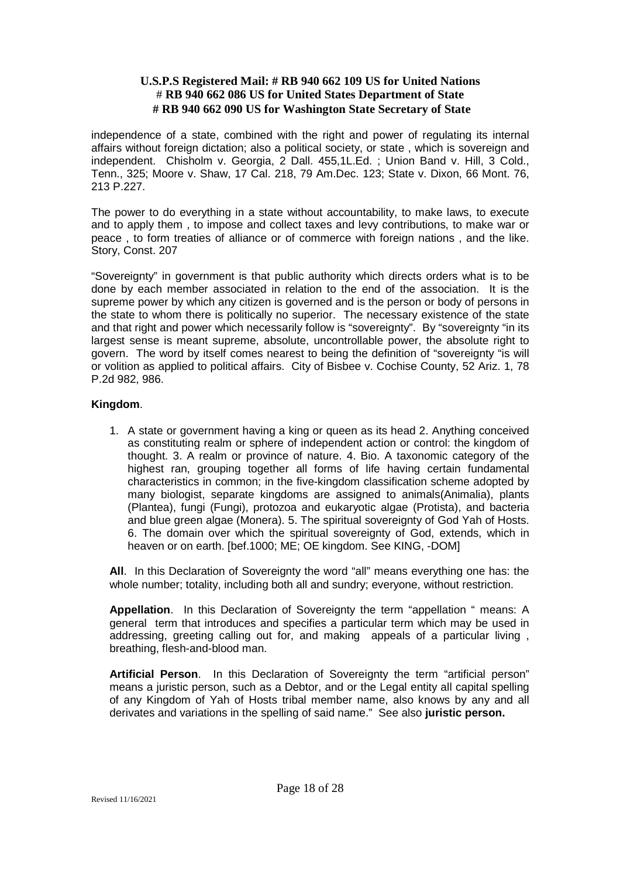**U.S.P.S Registered Mail: # RB 940 662 109 US for United Nations**
**# RB 940 662 086 US for United States Department of State**
**# RB 940 662 090 US for Washington State Secretary of State**

independence of a state, combined with the right and power of regulating its internal affairs without foreign dictation; also a political society, or state , which is sovereign and independent. Chisholm v. Georgia, 2 Dall. 455,1L.Ed. ; Union Band v. Hill, 3 Cold., Tenn., 325; Moore v. Shaw, 17 Cal. 218, 79 Am.Dec. 123; State v. Dixon, 66 Mont. 76, 213 P.227.

The power to do everything in a state without accountability, to make laws, to execute and to apply them , to impose and collect taxes and levy contributions, to make war or peace , to form treaties of alliance or of commerce with foreign nations , and the like. Story, Const. 207

"Sovereignty" in government is that public authority which directs orders what is to be done by each member associated in relation to the end of the association. It is the supreme power by which any citizen is governed and is the person or body of persons in the state to whom there is politically no superior. The necessary existence of the state and that right and power which necessarily follow is "sovereignty". By "sovereignty "in its largest sense is meant supreme, absolute, uncontrollable power, the absolute right to govern. The word by itself comes nearest to being the definition of "sovereignty "is will or volition as applied to political affairs. City of Bisbee v. Cochise County, 52 Ariz. 1, 78 P.2d 982, 986.

**Kingdom**.

1. A state or government having a king or queen as its head 2. Anything conceived as constituting realm or sphere of independent action or control: the kingdom of thought. 3. A realm or province of nature. 4. Bio. A taxonomic category of the highest ran, grouping together all forms of life having certain fundamental characteristics in common; in the five-kingdom classification scheme adopted by many biologist, separate kingdoms are assigned to animals(Animalia), plants (Plantea), fungi (Fungi), protozoa and eukaryotic algae (Protista), and bacteria and blue green algae (Monera). 5. The spiritual sovereignty of God Yah of Hosts. 6. The domain over which the spiritual sovereignty of God, extends, which in heaven or on earth. [bef.1000; ME; OE kingdom. See KING, -DOM]

**All**. In this Declaration of Sovereignty the word "all" means everything one has: the whole number; totality, including both all and sundry; everyone, without restriction.

**Appellation**. In this Declaration of Sovereignty the term "appellation " means: A general term that introduces and specifies a particular term which may be used in addressing, greeting calling out for, and making appeals of a particular living , breathing, flesh-and-blood man.

**Artificial Person**. In this Declaration of Sovereignty the term "artificial person" means a juristic person, such as a Debtor, and or the Legal entity all capital spelling of any Kingdom of Yah of Hosts tribal member name, also knows by any and all derivates and variations in the spelling of said name." See also **juristic person.**

Revised 11/16/2021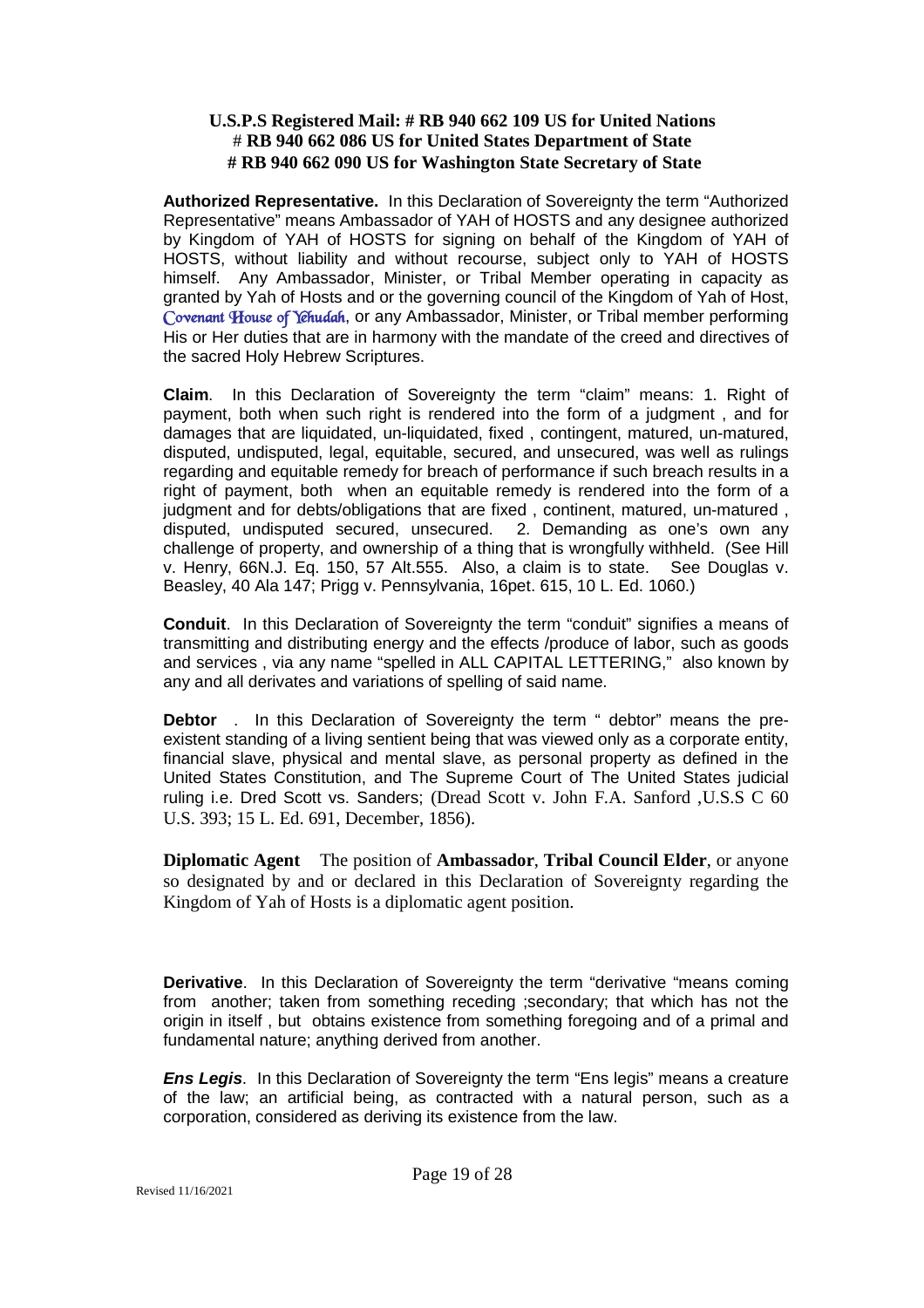**U.S.P.S Registered Mail: # RB 940 662 109 US for United Nations**
**# RB 940 662 086 US for United States Department of State**
**# RB 940 662 090 US for Washington State Secretary of State**

**Authorized Representative.** In this Declaration of Sovereignty the term "Authorized Representative" means Ambassador of YAH of HOSTS and any designee authorized by Kingdom of YAH of HOSTS for signing on behalf of the Kingdom of YAH of HOSTS, without liability and without recourse, subject only to YAH of HOSTS himself. Any Ambassador, Minister, or Tribal Member operating in capacity as granted by Yah of Hosts and or the governing council of the Kingdom of Yah of Host, Covenant House of Yehudah, or any Ambassador, Minister, or Tribal member performing His or Her duties that are in harmony with the mandate of the creed and directives of the sacred Holy Hebrew Scriptures.

**Claim**. In this Declaration of Sovereignty the term "claim" means: 1. Right of payment, both when such right is rendered into the form of a judgment , and for damages that are liquidated, un-liquidated, fixed , contingent, matured, un-matured, disputed, undisputed, legal, equitable, secured, and unsecured, was well as rulings regarding and equitable remedy for breach of performance if such breach results in a right of payment, both when an equitable remedy is rendered into the form of a judgment and for debts/obligations that are fixed , continent, matured, un-matured , disputed, undisputed secured, unsecured. 2. Demanding as one's own any challenge of property, and ownership of a thing that is wrongfully withheld. (See Hill v. Henry, 66N.J. Eq. 150, 57 Alt.555. Also, a claim is to state. See Douglas v. Beasley, 40 Ala 147; Prigg v. Pennsylvania, 16pet. 615, 10 L. Ed. 1060.)

**Conduit**. In this Declaration of Sovereignty the term "conduit" signifies a means of transmitting and distributing energy and the effects /produce of labor, such as goods and services , via any name "spelled in ALL CAPITAL LETTERING," also known by any and all derivates and variations of spelling of said name.

**Debtor** . In this Declaration of Sovereignty the term " debtor" means the pre-existent standing of a living sentient being that was viewed only as a corporate entity, financial slave, physical and mental slave, as personal property as defined in the United States Constitution, and The Supreme Court of The United States judicial ruling i.e. Dred Scott vs. Sanders; (Dread Scott v. John F.A. Sanford ,U.S.S C 60 U.S. 393; 15 L. Ed. 691, December, 1856).

**Diplomatic Agent** The position of **Ambassador**, **Tribal Council Elder**, or anyone so designated by and or declared in this Declaration of Sovereignty regarding the Kingdom of Yah of Hosts is a diplomatic agent position.

**Derivative**. In this Declaration of Sovereignty the term "derivative "means coming from another; taken from something receding ;secondary; that which has not the origin in itself , but obtains existence from something foregoing and of a primal and fundamental nature; anything derived from another.

***Ens Legis***. In this Declaration of Sovereignty the term "Ens legis" means a creature of the law; an artificial being, as contracted with a natural person, such as a corporation, considered as deriving its existence from the law.

Revised 11/16/2021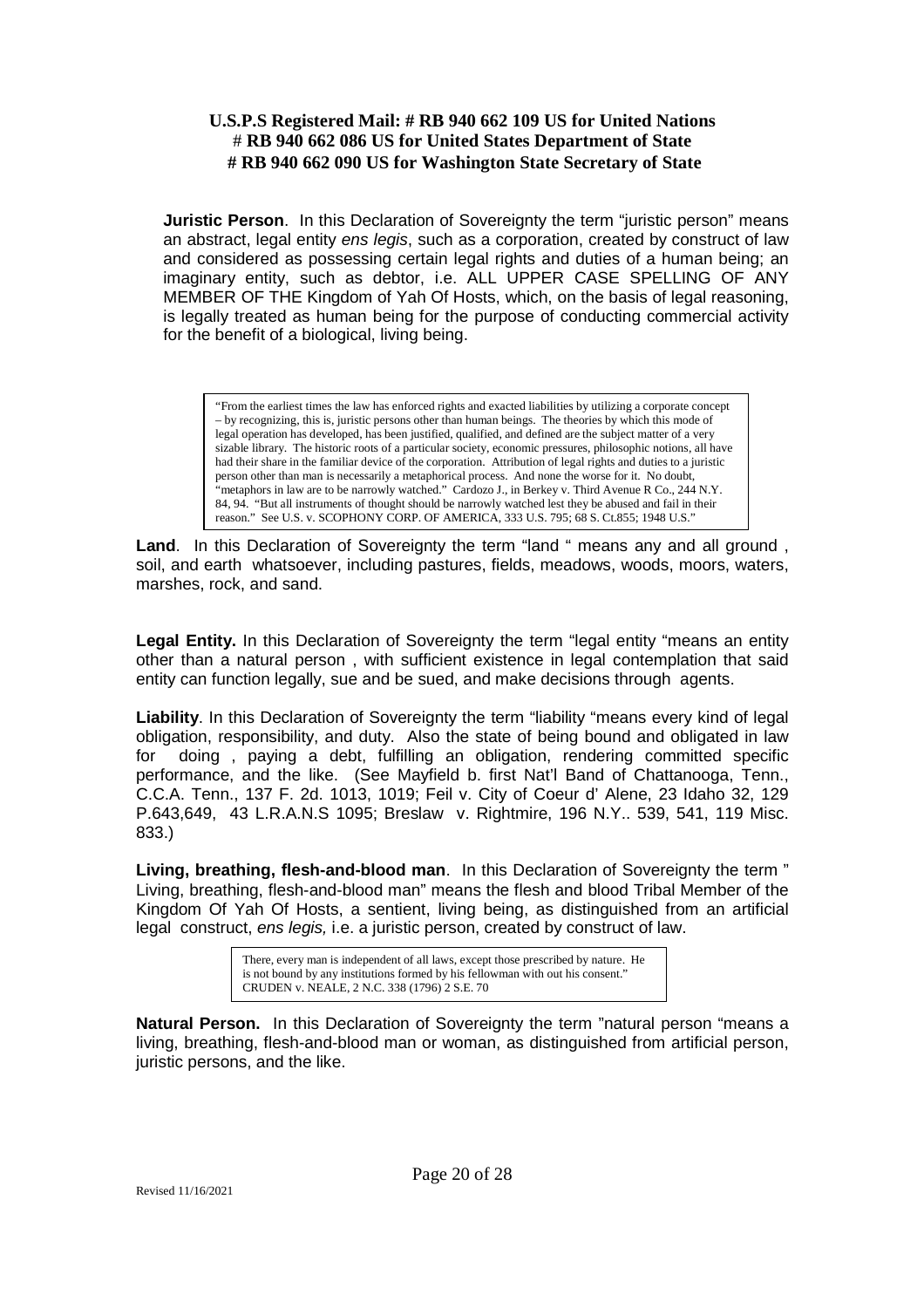**U.S.P.S Registered Mail: # RB 940 662 109 US for United Nations**
**# RB 940 662 086 US for United States Department of State**
**# RB 940 662 090 US for Washington State Secretary of State**

**Juristic Person**. In this Declaration of Sovereignty the term "juristic person" means an abstract, legal entity *ens legis*, such as a corporation, created by construct of law and considered as possessing certain legal rights and duties of a human being; an imaginary entity, such as debtor, i.e. ALL UPPER CASE SPELLING OF ANY MEMBER OF THE Kingdom of Yah Of Hosts, which, on the basis of legal reasoning, is legally treated as human being for the purpose of conducting commercial activity for the benefit of a biological, living being.

> "From the earliest times the law has enforced rights and exacted liabilities by utilizing a corporate concept – by recognizing, this is, juristic persons other than human beings. The theories by which this mode of legal operation has developed, has been justified, qualified, and defined are the subject matter of a very sizable library. The historic roots of a particular society, economic pressures, philosophic notions, all have had their share in the familiar device of the corporation. Attribution of legal rights and duties to a juristic person other than man is necessarily a metaphorical process. And none the worse for it. No doubt, "metaphors in law are to be narrowly watched." Cardozo J., in Berkey v. Third Avenue R Co., 244 N.Y. 84, 94. "But all instruments of thought should be narrowly watched lest they be abused and fail in their reason." See U.S. v. SCOPHONY CORP. OF AMERICA, 333 U.S. 795; 68 S. Ct.855; 1948 U.S."

**Land**. In this Declaration of Sovereignty the term "land " means any and all ground , soil, and earth whatsoever, including pastures, fields, meadows, woods, moors, waters, marshes, rock, and sand.

**Legal Entity.** In this Declaration of Sovereignty the term "legal entity "means an entity other than a natural person , with sufficient existence in legal contemplation that said entity can function legally, sue and be sued, and make decisions through agents.

**Liability**. In this Declaration of Sovereignty the term "liability "means every kind of legal obligation, responsibility, and duty. Also the state of being bound and obligated in law for doing , paying a debt, fulfilling an obligation, rendering committed specific performance, and the like. (See Mayfield b. first Nat'l Band of Chattanooga, Tenn., C.C.A. Tenn., 137 F. 2d. 1013, 1019; Feil v. City of Coeur d' Alene, 23 Idaho 32, 129 P.643,649, 43 L.R.A.N.S 1095; Breslaw v. Rightmire, 196 N.Y.. 539, 541, 119 Misc. 833.)

**Living, breathing, flesh-and-blood man**. In this Declaration of Sovereignty the term " Living, breathing, flesh-and-blood man" means the flesh and blood Tribal Member of the Kingdom Of Yah Of Hosts, a sentient, living being, as distinguished from an artificial legal construct, *ens legis,* i.e. a juristic person, created by construct of law.

> There, every man is independent of all laws, except those prescribed by nature. He is not bound by any institutions formed by his fellowman with out his consent." CRUDEN v. NEALE, 2 N.C. 338 (1796) 2 S.E. 70

**Natural Person.** In this Declaration of Sovereignty the term "natural person "means a living, breathing, flesh-and-blood man or woman, as distinguished from artificial person, juristic persons, and the like.

Revised 11/16/2021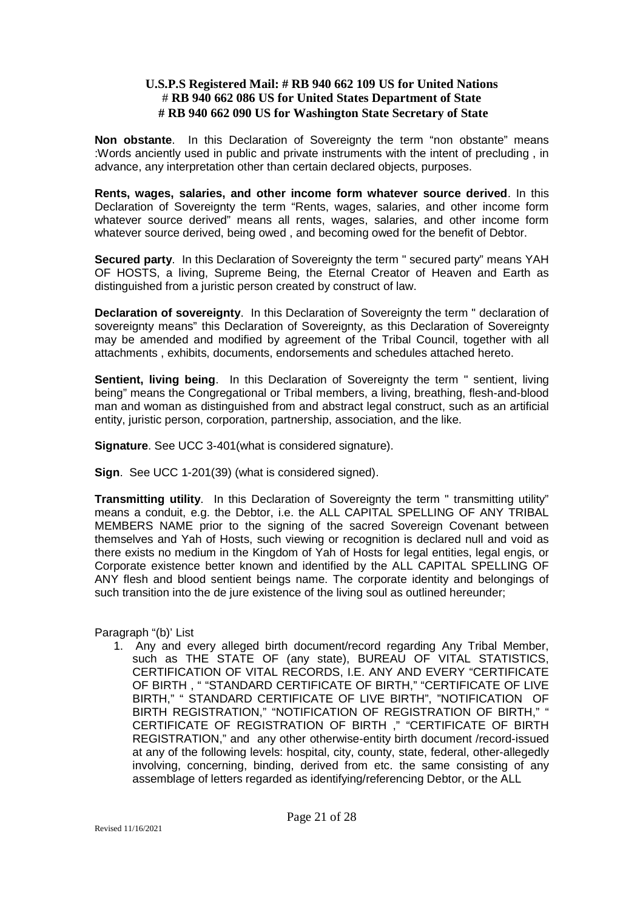**U.S.P.S Registered Mail: # RB 940 662 109 US for United Nations**
**# RB 940 662 086 US for United States Department of State**
**# RB 940 662 090 US for Washington State Secretary of State**

**Non obstante**. In this Declaration of Sovereignty the term "non obstante" means :Words anciently used in public and private instruments with the intent of precluding , in advance, any interpretation other than certain declared objects, purposes.

**Rents, wages, salaries, and other income form whatever source derived**. In this Declaration of Sovereignty the term "Rents, wages, salaries, and other income form whatever source derived" means all rents, wages, salaries, and other income form whatever source derived, being owed , and becoming owed for the benefit of Debtor.

**Secured party**. In this Declaration of Sovereignty the term " secured party" means YAH OF HOSTS, a living, Supreme Being, the Eternal Creator of Heaven and Earth as distinguished from a juristic person created by construct of law.

**Declaration of sovereignty**. In this Declaration of Sovereignty the term " declaration of sovereignty means" this Declaration of Sovereignty, as this Declaration of Sovereignty may be amended and modified by agreement of the Tribal Council, together with all attachments , exhibits, documents, endorsements and schedules attached hereto.

**Sentient, living being**. In this Declaration of Sovereignty the term " sentient, living being" means the Congregational or Tribal members, a living, breathing, flesh-and-blood man and woman as distinguished from and abstract legal construct, such as an artificial entity, juristic person, corporation, partnership, association, and the like.

**Signature**. See UCC 3-401(what is considered signature).

**Sign**. See UCC 1-201(39) (what is considered signed).

**Transmitting utility**. In this Declaration of Sovereignty the term " transmitting utility" means a conduit, e.g. the Debtor, i.e. the ALL CAPITAL SPELLING OF ANY TRIBAL MEMBERS NAME prior to the signing of the sacred Sovereign Covenant between themselves and Yah of Hosts, such viewing or recognition is declared null and void as there exists no medium in the Kingdom of Yah of Hosts for legal entities, legal engis, or Corporate existence better known and identified by the ALL CAPITAL SPELLING OF ANY flesh and blood sentient beings name. The corporate identity and belongings of such transition into the de jure existence of the living soul as outlined hereunder;

Paragraph "(b)' List

1. Any and every alleged birth document/record regarding Any Tribal Member, such as THE STATE OF (any state), BUREAU OF VITAL STATISTICS, CERTIFICATION OF VITAL RECORDS, I.E. ANY AND EVERY "CERTIFICATE OF BIRTH , " "STANDARD CERTIFICATE OF BIRTH," "CERTIFICATE OF LIVE BIRTH," " STANDARD CERTIFICATE OF LIVE BIRTH", "NOTIFICATION OF BIRTH REGISTRATION," "NOTIFICATION OF REGISTRATION OF BIRTH," " CERTIFICATE OF REGISTRATION OF BIRTH ," "CERTIFICATE OF BIRTH REGISTRATION," and any other otherwise-entity birth document /record-issued at any of the following levels: hospital, city, county, state, federal, other-allegedly involving, concerning, binding, derived from etc. the same consisting of any assemblage of letters regarded as identifying/referencing Debtor, or the ALL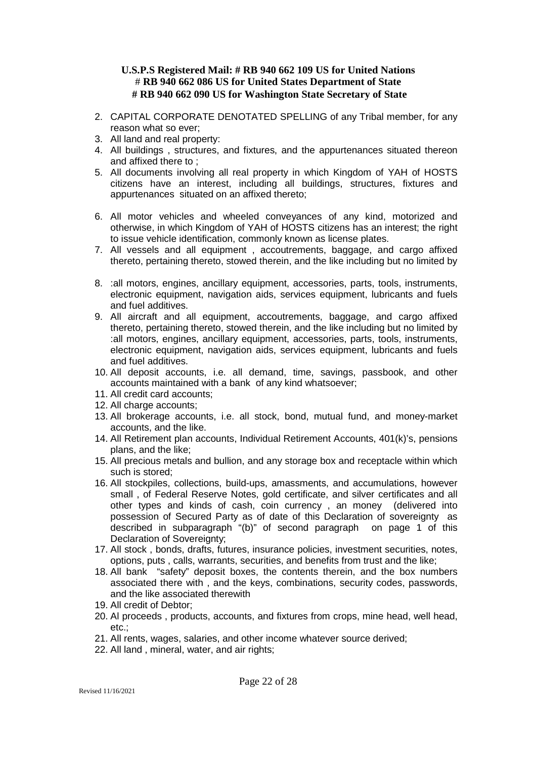**U.S.P.S Registered Mail: # RB 940 662 109 US for United Nations**
**# RB 940 662 086 US for United States Department of State**
**# RB 940 662 090 US for Washington State Secretary of State**

2. CAPITAL CORPORATE DENOTATED SPELLING of any Tribal member, for any reason what so ever;
3. All land and real property:
4. All buildings , structures, and fixtures, and the appurtenances situated thereon and affixed there to ;
5. All documents involving all real property in which Kingdom of YAH of HOSTS citizens have an interest, including all buildings, structures, fixtures and appurtenances situated on an affixed thereto;
6. All motor vehicles and wheeled conveyances of any kind, motorized and otherwise, in which Kingdom of YAH of HOSTS citizens has an interest; the right to issue vehicle identification, commonly known as license plates.
7. All vessels and all equipment , accoutrements, baggage, and cargo affixed thereto, pertaining thereto, stowed therein, and the like including but no limited by
8. :all motors, engines, ancillary equipment, accessories, parts, tools, instruments, electronic equipment, navigation aids, services equipment, lubricants and fuels and fuel additives.
9. All aircraft and all equipment, accoutrements, baggage, and cargo affixed thereto, pertaining thereto, stowed therein, and the like including but no limited by :all motors, engines, ancillary equipment, accessories, parts, tools, instruments, electronic equipment, navigation aids, services equipment, lubricants and fuels and fuel additives.
10. All deposit accounts, i.e. all demand, time, savings, passbook, and other accounts maintained with a bank of any kind whatsoever;
11. All credit card accounts;
12. All charge accounts;
13. All brokerage accounts, i.e. all stock, bond, mutual fund, and money-market accounts, and the like.
14. All Retirement plan accounts, Individual Retirement Accounts, 401(k)'s, pensions plans, and the like;
15. All precious metals and bullion, and any storage box and receptacle within which such is stored;
16. All stockpiles, collections, build-ups, amassments, and accumulations, however small , of Federal Reserve Notes, gold certificate, and silver certificates and all other types and kinds of cash, coin currency , an money (delivered into possession of Secured Party as of date of this Declaration of sovereignty as described in subparagraph "(b)" of second paragraph on page 1 of this Declaration of Sovereignty;
17. All stock , bonds, drafts, futures, insurance policies, investment securities, notes, options, puts , calls, warrants, securities, and benefits from trust and the like;
18. All bank "safety" deposit boxes, the contents therein, and the box numbers associated there with , and the keys, combinations, security codes, passwords, and the like associated therewith
19. All credit of Debtor;
20. Al proceeds , products, accounts, and fixtures from crops, mine head, well head, etc.;
21. All rents, wages, salaries, and other income whatever source derived;
22. All land , mineral, water, and air rights;

Revised 11/16/2021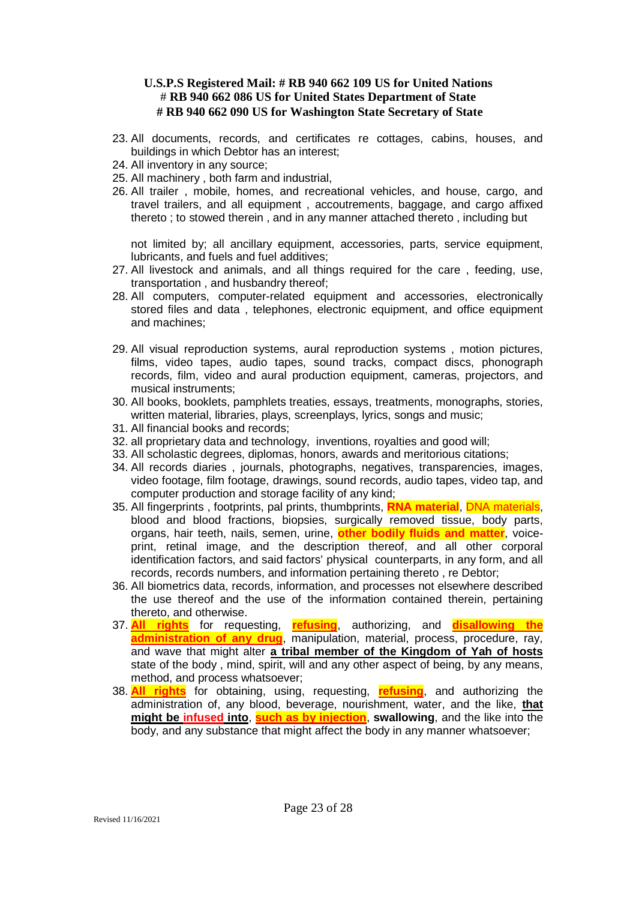**U.S.P.S Registered Mail: # RB 940 662 109 US for United Nations**
**# RB 940 662 086 US for United States Department of State**
**# RB 940 662 090 US for Washington State Secretary of State**

23. All documents, records, and certificates re cottages, cabins, houses, and buildings in which Debtor has an interest;
24. All inventory in any source;
25. All machinery , both farm and industrial,
26. All trailer , mobile, homes, and recreational vehicles, and house, cargo, and travel trailers, and all equipment , accoutrements, baggage, and cargo affixed thereto ; to stowed therein , and in any manner attached thereto , including but

    not limited by; all ancillary equipment, accessories, parts, service equipment, lubricants, and fuels and fuel additives;
27. All livestock and animals, and all things required for the care , feeding, use, transportation , and husbandry thereof;
28. All computers, computer-related equipment and accessories, electronically stored files and data , telephones, electronic equipment, and office equipment and machines;
29. All visual reproduction systems, aural reproduction systems , motion pictures, films, video tapes, audio tapes, sound tracks, compact discs, phonograph records, film, video and aural production equipment, cameras, projectors, and musical instruments;
30. All books, booklets, pamphlets treaties, essays, treatments, monographs, stories, written material, libraries, plays, screenplays, lyrics, songs and music;
31. All financial books and records;
32. all proprietary data and technology, inventions, royalties and good will;
33. All scholastic degrees, diplomas, honors, awards and meritorious citations;
34. All records diaries , journals, photographs, negatives, transparencies, images, video footage, film footage, drawings, sound records, audio tapes, video tap, and computer production and storage facility of any kind;
35. All fingerprints , footprints, pal prints, thumbprints, **RNA material**, DNA materials, blood and blood fractions, biopsies, surgically removed tissue, body parts, organs, hair teeth, nails, semen, urine, **other bodily fluids and matter**, voice-print, retinal image, and the description thereof, and all other corporal identification factors, and said factors' physical counterparts, in any form, and all records, records numbers, and information pertaining thereto , re Debtor;
36. All biometrics data, records, information, and processes not elsewhere described the use thereof and the use of the information contained therein, pertaining thereto, and otherwise.
37. **All rights** for requesting, **refusing**, authorizing, and **disallowing the administration of any drug**, manipulation, material, process, procedure, ray, and wave that might alter **a tribal member of the Kingdom of Yah of hosts** state of the body , mind, spirit, will and any other aspect of being, by any means, method, and process whatsoever;
38. **All rights** for obtaining, using, requesting, **refusing**, and authorizing the administration of, any blood, beverage, nourishment, water, and the like, **that might be infused into**, **such as by injection**, **swallowing**, and the like into the body, and any substance that might affect the body in any manner whatsoever;

Revised 11/16/2021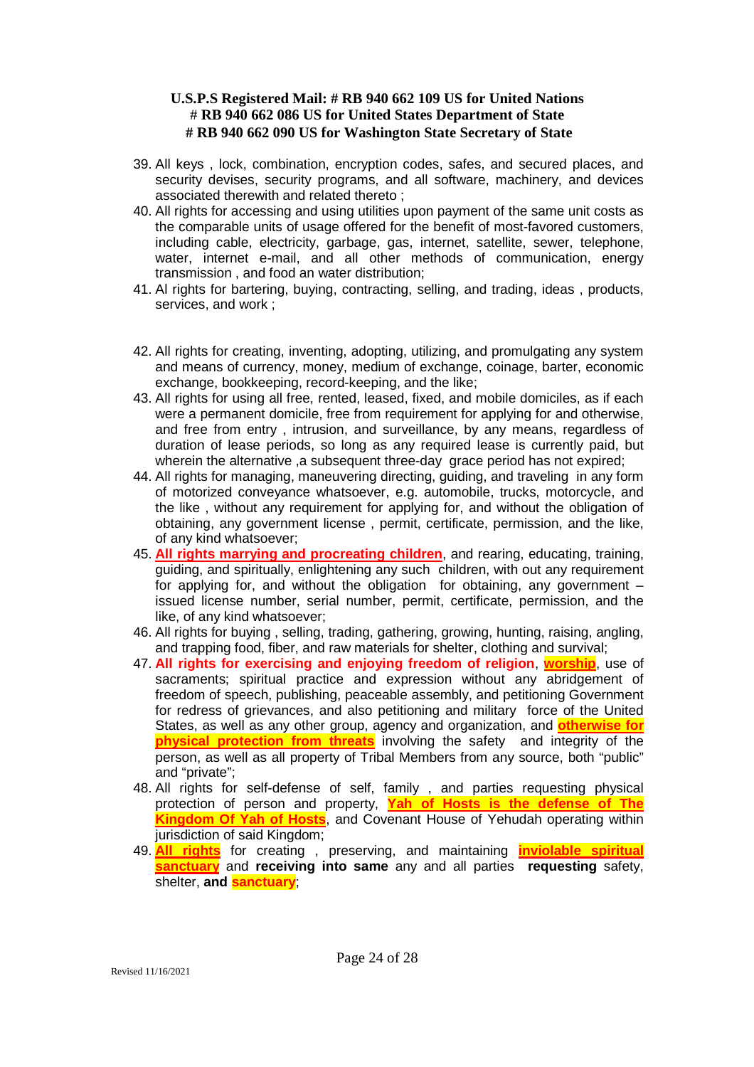**U.S.P.S Registered Mail: # RB 940 662 109 US for United Nations**
**# RB 940 662 086 US for United States Department of State**
**# RB 940 662 090 US for Washington State Secretary of State**

39. All keys , lock, combination, encryption codes, safes, and secured places, and security devises, security programs, and all software, machinery, and devices associated therewith and related thereto ;
40. All rights for accessing and using utilities upon payment of the same unit costs as the comparable units of usage offered for the benefit of most-favored customers, including cable, electricity, garbage, gas, internet, satellite, sewer, telephone, water, internet e-mail, and all other methods of communication, energy transmission , and food an water distribution;
41. Al rights for bartering, buying, contracting, selling, and trading, ideas , products, services, and work ;
42. All rights for creating, inventing, adopting, utilizing, and promulgating any system and means of currency, money, medium of exchange, coinage, barter, economic exchange, bookkeeping, record-keeping, and the like;
43. All rights for using all free, rented, leased, fixed, and mobile domiciles, as if each were a permanent domicile, free from requirement for applying for and otherwise, and free from entry , intrusion, and surveillance, by any means, regardless of duration of lease periods, so long as any required lease is currently paid, but wherein the alternative ,a subsequent three-day grace period has not expired;
44. All rights for managing, maneuvering directing, guiding, and traveling in any form of motorized conveyance whatsoever, e.g. automobile, trucks, motorcycle, and the like , without any requirement for applying for, and without the obligation of obtaining, any government license , permit, certificate, permission, and the like, of any kind whatsoever;
45. **All rights marrying and procreating children**, and rearing, educating, training, guiding, and spiritually, enlightening any such children, with out any requirement for applying for, and without the obligation for obtaining, any government – issued license number, serial number, permit, certificate, permission, and the like, of any kind whatsoever;
46. All rights for buying , selling, trading, gathering, growing, hunting, raising, angling, and trapping food, fiber, and raw materials for shelter, clothing and survival;
47. **All rights for exercising and enjoying freedom of religion**, **worship**, use of sacraments; spiritual practice and expression without any abridgement of freedom of speech, publishing, peaceable assembly, and petitioning Government for redress of grievances, and also petitioning and military force of the United States, as well as any other group, agency and organization, and **otherwise for physical protection from threats** involving the safety and integrity of the person, as well as all property of Tribal Members from any source, both "public" and "private";
48. All rights for self-defense of self, family , and parties requesting physical protection of person and property, **Yah of Hosts is the defense of The Kingdom Of Yah of Hosts**, and Covenant House of Yehudah operating within jurisdiction of said Kingdom;
49. **All rights** for creating , preserving, and maintaining **inviolable spiritual sanctuary** and **receiving into same** any and all parties **requesting** safety, shelter, **and sanctuary**;

Revised 11/16/2021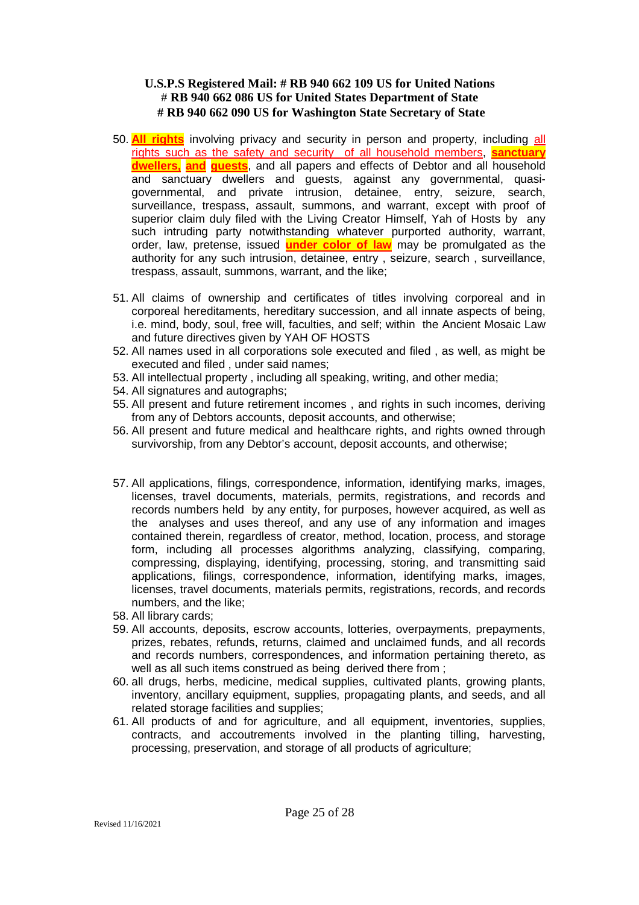**U.S.P.S Registered Mail: # RB 940 662 109 US for United Nations**
**# RB 940 662 086 US for United States Department of State**
**# RB 940 662 090 US for Washington State Secretary of State**

50. **All rights** involving privacy and security in person and property, including all rights such as the safety and security of all household members, **sanctuary dwellers, and guests**, and all papers and effects of Debtor and all household and sanctuary dwellers and guests, against any governmental, quasi-governmental, and private intrusion, detainee, entry, seizure, search, surveillance, trespass, assault, summons, and warrant, except with proof of superior claim duly filed with the Living Creator Himself, Yah of Hosts by any such intruding party notwithstanding whatever purported authority, warrant, order, law, pretense, issued **under color of law** may be promulgated as the authority for any such intrusion, detainee, entry , seizure, search , surveillance, trespass, assault, summons, warrant, and the like;

51. All claims of ownership and certificates of titles involving corporeal and in corporeal hereditaments, hereditary succession, and all innate aspects of being, i.e. mind, body, soul, free will, faculties, and self; within the Ancient Mosaic Law and future directives given by YAH OF HOSTS
52. All names used in all corporations sole executed and filed , as well, as might be executed and filed , under said names;
53. All intellectual property , including all speaking, writing, and other media;
54. All signatures and autographs;
55. All present and future retirement incomes , and rights in such incomes, deriving from any of Debtors accounts, deposit accounts, and otherwise;
56. All present and future medical and healthcare rights, and rights owned through survivorship, from any Debtor's account, deposit accounts, and otherwise;

57. All applications, filings, correspondence, information, identifying marks, images, licenses, travel documents, materials, permits, registrations, and records and records numbers held by any entity, for purposes, however acquired, as well as the analyses and uses thereof, and any use of any information and images contained therein, regardless of creator, method, location, process, and storage form, including all processes algorithms analyzing, classifying, comparing, compressing, displaying, identifying, processing, storing, and transmitting said applications, filings, correspondence, information, identifying marks, images, licenses, travel documents, materials permits, registrations, records, and records numbers, and the like;
58. All library cards;
59. All accounts, deposits, escrow accounts, lotteries, overpayments, prepayments, prizes, rebates, refunds, returns, claimed and unclaimed funds, and all records and records numbers, correspondences, and information pertaining thereto, as well as all such items construed as being derived there from ;
60. all drugs, herbs, medicine, medical supplies, cultivated plants, growing plants, inventory, ancillary equipment, supplies, propagating plants, and seeds, and all related storage facilities and supplies;
61. All products of and for agriculture, and all equipment, inventories, supplies, contracts, and accoutrements involved in the planting tilling, harvesting, processing, preservation, and storage of all products of agriculture;

Revised 11/16/2021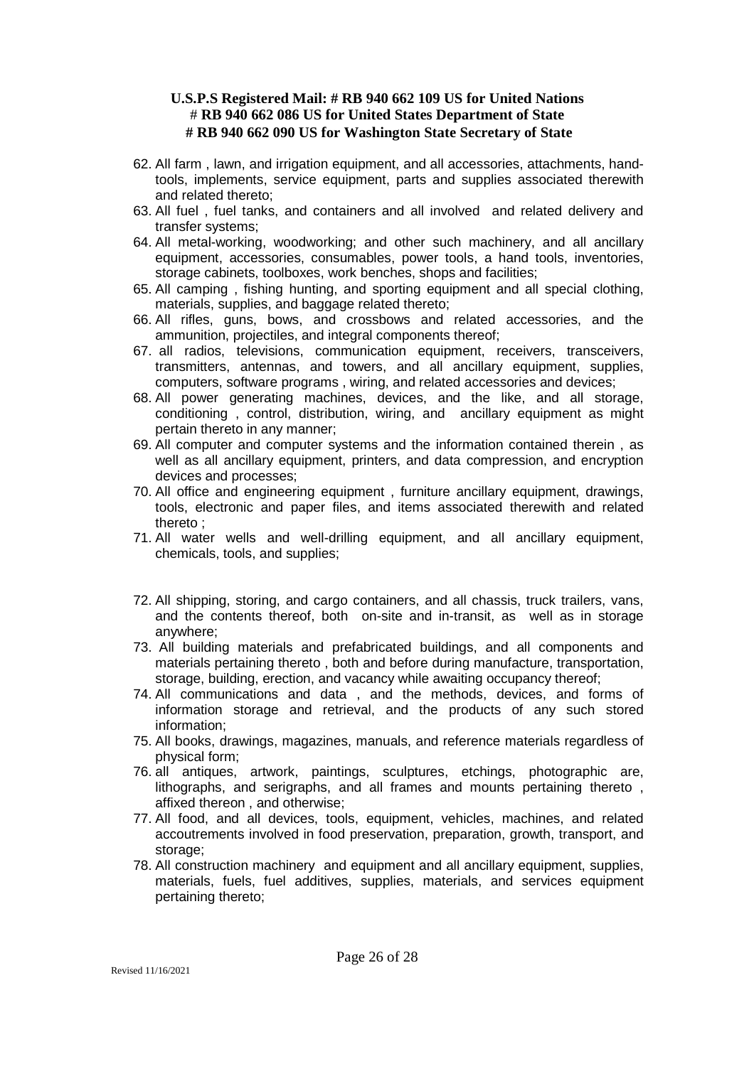**U.S.P.S Registered Mail: # RB 940 662 109 US for United Nations**
**# RB 940 662 086 US for United States Department of State**
**# RB 940 662 090 US for Washington State Secretary of State**

62. All farm , lawn, and irrigation equipment, and all accessories, attachments, hand-tools, implements, service equipment, parts and supplies associated therewith and related thereto;
63. All fuel , fuel tanks, and containers and all involved and related delivery and transfer systems;
64. All metal-working, woodworking; and other such machinery, and all ancillary equipment, accessories, consumables, power tools, a hand tools, inventories, storage cabinets, toolboxes, work benches, shops and facilities;
65. All camping , fishing hunting, and sporting equipment and all special clothing, materials, supplies, and baggage related thereto;
66. All rifles, guns, bows, and crossbows and related accessories, and the ammunition, projectiles, and integral components thereof;
67. all radios, televisions, communication equipment, receivers, transceivers, transmitters, antennas, and towers, and all ancillary equipment, supplies, computers, software programs , wiring, and related accessories and devices;
68. All power generating machines, devices, and the like, and all storage, conditioning , control, distribution, wiring, and ancillary equipment as might pertain thereto in any manner;
69. All computer and computer systems and the information contained therein , as well as all ancillary equipment, printers, and data compression, and encryption devices and processes;
70. All office and engineering equipment , furniture ancillary equipment, drawings, tools, electronic and paper files, and items associated therewith and related thereto ;
71. All water wells and well-drilling equipment, and all ancillary equipment, chemicals, tools, and supplies;
72. All shipping, storing, and cargo containers, and all chassis, truck trailers, vans, and the contents thereof, both on-site and in-transit, as well as in storage anywhere;
73. All building materials and prefabricated buildings, and all components and materials pertaining thereto , both and before during manufacture, transportation, storage, building, erection, and vacancy while awaiting occupancy thereof;
74. All communications and data , and the methods, devices, and forms of information storage and retrieval, and the products of any such stored information;
75. All books, drawings, magazines, manuals, and reference materials regardless of physical form;
76. all antiques, artwork, paintings, sculptures, etchings, photographic are, lithographs, and serigraphs, and all frames and mounts pertaining thereto , affixed thereon , and otherwise;
77. All food, and all devices, tools, equipment, vehicles, machines, and related accoutrements involved in food preservation, preparation, growth, transport, and storage;
78. All construction machinery and equipment and all ancillary equipment, supplies, materials, fuels, fuel additives, supplies, materials, and services equipment pertaining thereto;

Revised 11/16/2021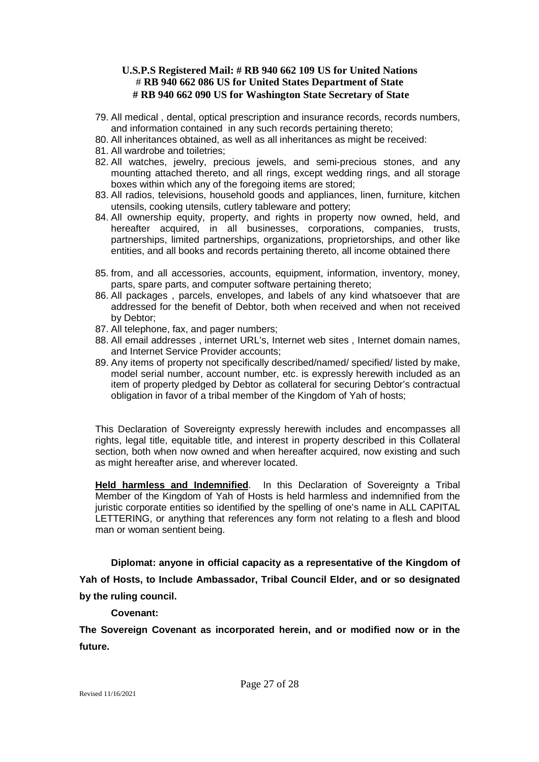**U.S.P.S Registered Mail: # RB 940 662 109 US for United Nations**
**# RB 940 662 086 US for United States Department of State**
**# RB 940 662 090 US for Washington State Secretary of State**

79. All medical , dental, optical prescription and insurance records, records numbers, and information contained in any such records pertaining thereto;
80. All inheritances obtained, as well as all inheritances as might be received:
81. All wardrobe and toiletries;
82. All watches, jewelry, precious jewels, and semi-precious stones, and any mounting attached thereto, and all rings, except wedding rings, and all storage boxes within which any of the foregoing items are stored;
83. All radios, televisions, household goods and appliances, linen, furniture, kitchen utensils, cooking utensils, cutlery tableware and pottery;
84. All ownership equity, property, and rights in property now owned, held, and hereafter acquired, in all businesses, corporations, companies, trusts, partnerships, limited partnerships, organizations, proprietorships, and other like entities, and all books and records pertaining thereto, all income obtained there
85. from, and all accessories, accounts, equipment, information, inventory, money, parts, spare parts, and computer software pertaining thereto;
86. All packages , parcels, envelopes, and labels of any kind whatsoever that are addressed for the benefit of Debtor, both when received and when not received by Debtor;
87. All telephone, fax, and pager numbers;
88. All email addresses , internet URL's, Internet web sites , Internet domain names, and Internet Service Provider accounts;
89. Any items of property not specifically described/named/ specified/ listed by make, model serial number, account number, etc. is expressly herewith included as an item of property pledged by Debtor as collateral for securing Debtor's contractual obligation in favor of a tribal member of the Kingdom of Yah of hosts;

This Declaration of Sovereignty expressly herewith includes and encompasses all rights, legal title, equitable title, and interest in property described in this Collateral section, both when now owned and when hereafter acquired, now existing and such as might hereafter arise, and wherever located.

**Held harmless and Indemnified**. In this Declaration of Sovereignty a Tribal Member of the Kingdom of Yah of Hosts is held harmless and indemnified from the juristic corporate entities so identified by the spelling of one's name in ALL CAPITAL LETTERING, or anything that references any form not relating to a flesh and blood man or woman sentient being.

**Diplomat: anyone in official capacity as a representative of the Kingdom of Yah of Hosts, to Include Ambassador, Tribal Council Elder, and or so designated by the ruling council.**

**Covenant:**

**The Sovereign Covenant as incorporated herein, and or modified now or in the future.**

Revised 11/16/2021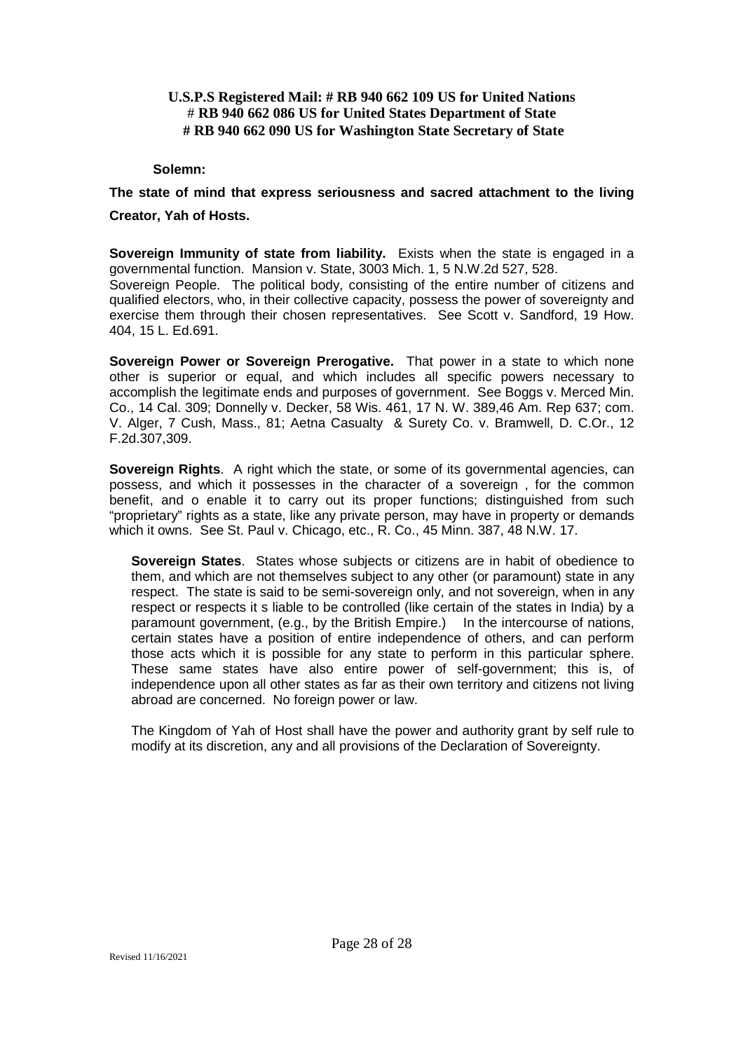**U.S.P.S Registered Mail: # RB 940 662 109 US for United Nations**
**# RB 940 662 086 US for United States Department of State**
**# RB 940 662 090 US for Washington State Secretary of State**

**Solemn:**

**The state of mind that express seriousness and sacred attachment to the living Creator, Yah of Hosts.**

**Sovereign Immunity of state from liability.** Exists when the state is engaged in a governmental function. Mansion v. State, 3003 Mich. 1, 5 N.W.2d 527, 528.
Sovereign People. The political body, consisting of the entire number of citizens and qualified electors, who, in their collective capacity, possess the power of sovereignty and exercise them through their chosen representatives. See Scott v. Sandford, 19 How. 404, 15 L. Ed.691.

**Sovereign Power or Sovereign Prerogative.** That power in a state to which none other is superior or equal, and which includes all specific powers necessary to accomplish the legitimate ends and purposes of government. See Boggs v. Merced Min. Co., 14 Cal. 309; Donnelly v. Decker, 58 Wis. 461, 17 N. W. 389,46 Am. Rep 637; com. V. Alger, 7 Cush, Mass., 81; Aetna Casualty & Surety Co. v. Bramwell, D. C.Or., 12 F.2d.307,309.

**Sovereign Rights**. A right which the state, or some of its governmental agencies, can possess, and which it possesses in the character of a sovereign , for the common benefit, and o enable it to carry out its proper functions; distinguished from such "proprietary" rights as a state, like any private person, may have in property or demands which it owns. See St. Paul v. Chicago, etc., R. Co., 45 Minn. 387, 48 N.W. 17.

**Sovereign States**. States whose subjects or citizens are in habit of obedience to them, and which are not themselves subject to any other (or paramount) state in any respect. The state is said to be semi-sovereign only, and not sovereign, when in any respect or respects it s liable to be controlled (like certain of the states in India) by a paramount government, (e.g., by the British Empire.) In the intercourse of nations, certain states have a position of entire independence of others, and can perform those acts which it is possible for any state to perform in this particular sphere. These same states have also entire power of self-government; this is, of independence upon all other states as far as their own territory and citizens not living abroad are concerned. No foreign power or law.

The Kingdom of Yah of Host shall have the power and authority grant by self rule to modify at its discretion, any and all provisions of the Declaration of Sovereignty.

Revised 11/16/2021